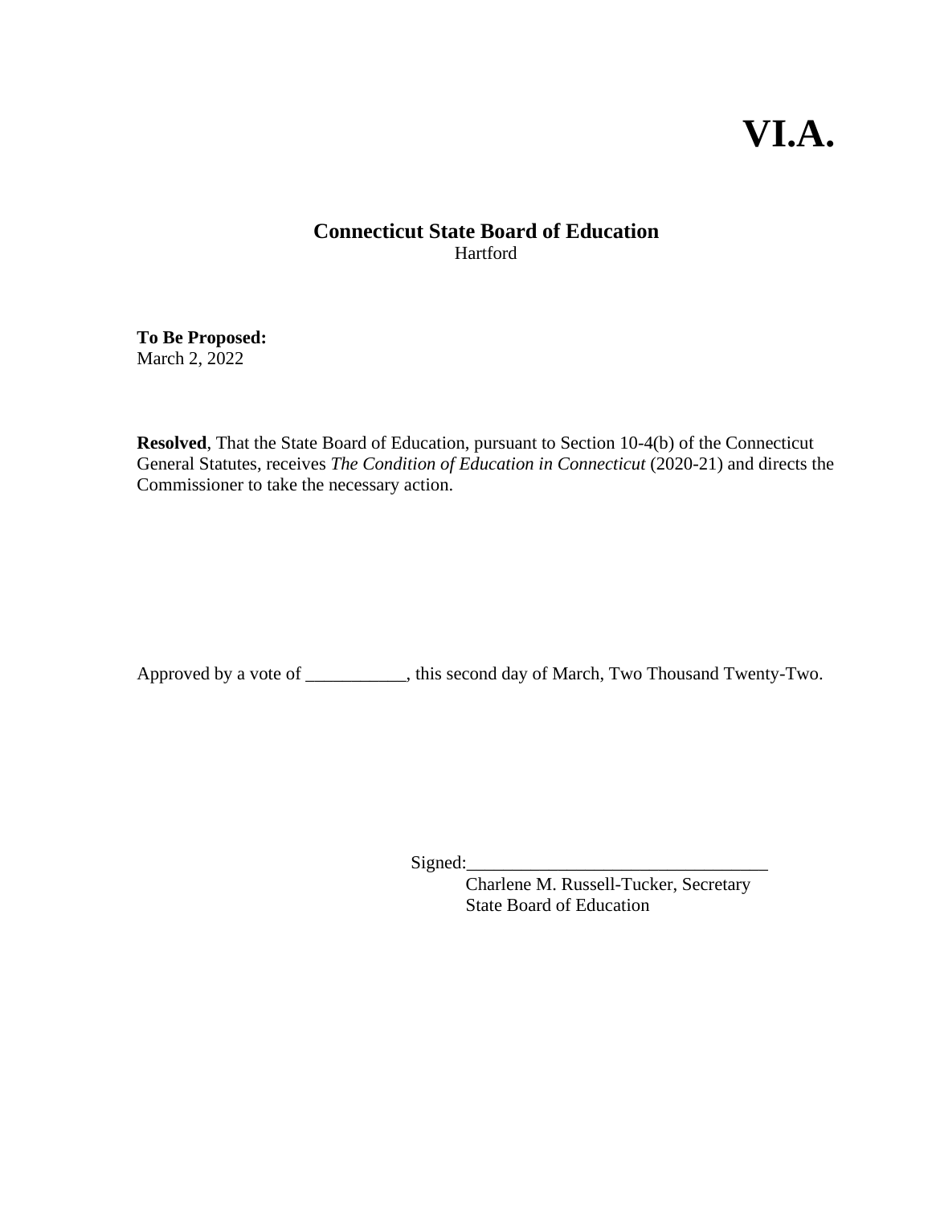# VI.A.

## Connecticut State Board of Education

Hartford

**To Be Proposed:**
March 2, 2022

**Resolved**, That the State Board of Education, pursuant to Section 10-4(b) of the Connecticut General Statutes, receives *The Condition of Education in Connecticut* (2020-21) and directs the Commissioner to take the necessary action.

Approved by a vote of ___________, this second day of March, Two Thousand Twenty-Two.

Signed:_________________________________
Charlene M. Russell-Tucker, Secretary
State Board of Education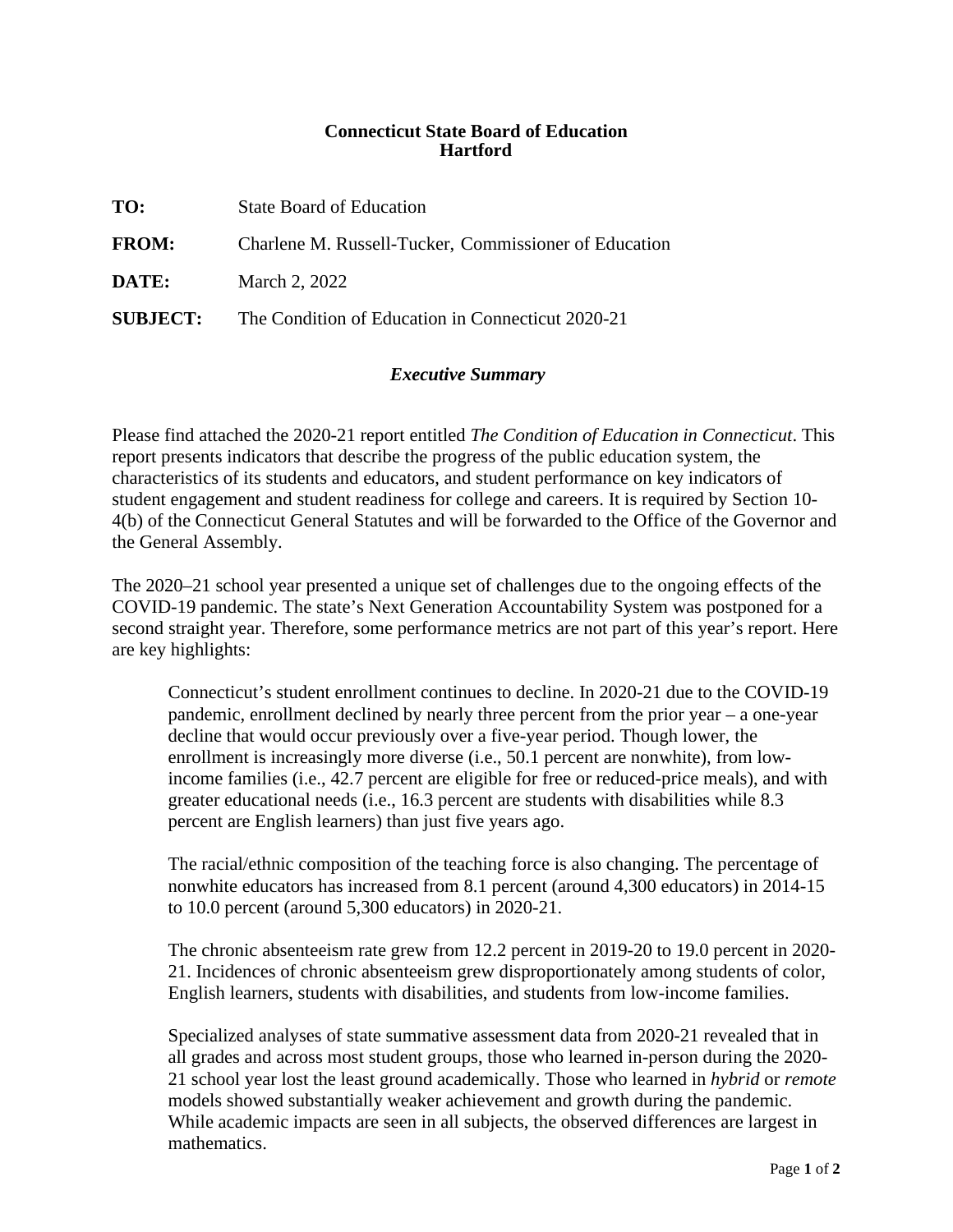**Connecticut State Board of Education**
**Hartford**

| | |
|---|---|
| **TO:** | State Board of Education |
| **FROM:** | Charlene M. Russell-Tucker, Commissioner of Education |
| **DATE:** | March 2, 2022 |
| **SUBJECT:** | The Condition of Education in Connecticut 2020-21 |

## *Executive Summary*

Please find attached the 2020-21 report entitled *The Condition of Education in Connecticut*. This report presents indicators that describe the progress of the public education system, the characteristics of its students and educators, and student performance on key indicators of student engagement and student readiness for college and careers. It is required by Section 10-4(b) of the Connecticut General Statutes and will be forwarded to the Office of the Governor and the General Assembly.

The 2020–21 school year presented a unique set of challenges due to the ongoing effects of the COVID-19 pandemic. The state's Next Generation Accountability System was postponed for a second straight year. Therefore, some performance metrics are not part of this year's report. Here are key highlights:

> Connecticut's student enrollment continues to decline. In 2020-21 due to the COVID-19 pandemic, enrollment declined by nearly three percent from the prior year – a one-year decline that would occur previously over a five-year period. Though lower, the enrollment is increasingly more diverse (i.e., 50.1 percent are nonwhite), from low-income families (i.e., 42.7 percent are eligible for free or reduced-price meals), and with greater educational needs (i.e., 16.3 percent are students with disabilities while 8.3 percent are English learners) than just five years ago.
>
> The racial/ethnic composition of the teaching force is also changing. The percentage of nonwhite educators has increased from 8.1 percent (around 4,300 educators) in 2014-15 to 10.0 percent (around 5,300 educators) in 2020-21.
>
> The chronic absenteeism rate grew from 12.2 percent in 2019-20 to 19.0 percent in 2020-21. Incidences of chronic absenteeism grew disproportionately among students of color, English learners, students with disabilities, and students from low-income families.
>
> Specialized analyses of state summative assessment data from 2020-21 revealed that in all grades and across most student groups, those who learned in-person during the 2020-21 school year lost the least ground academically. Those who learned in *hybrid* or *remote* models showed substantially weaker achievement and growth during the pandemic. While academic impacts are seen in all subjects, the observed differences are largest in mathematics.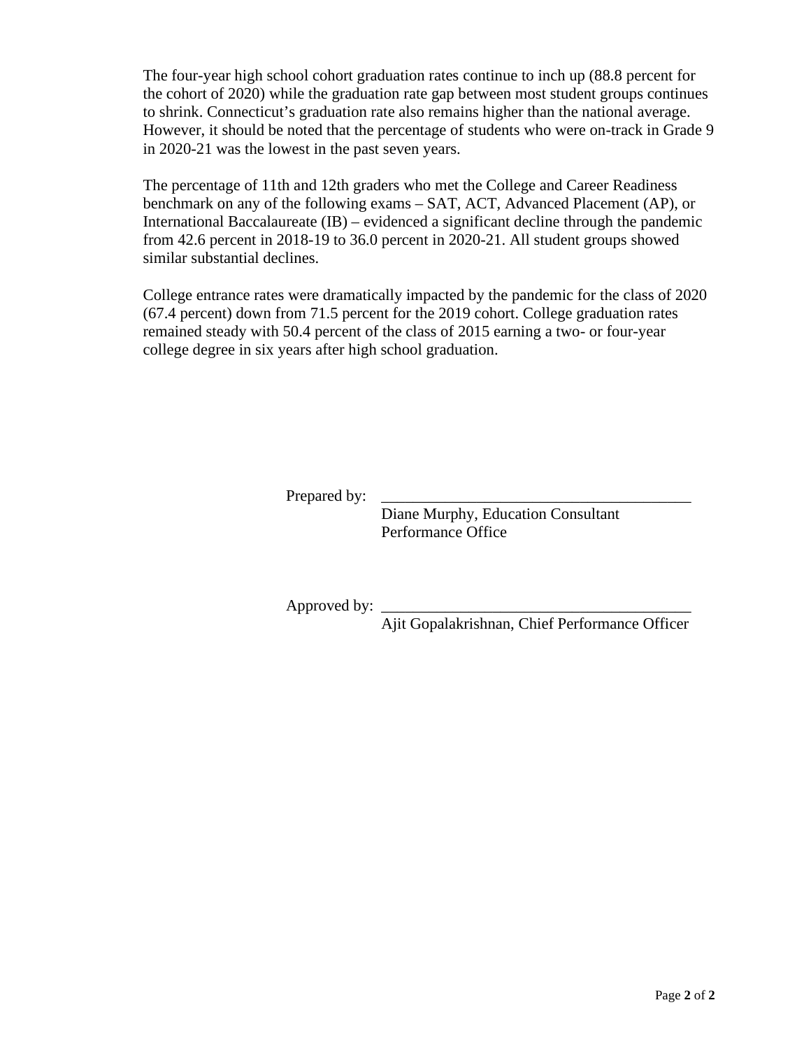The four-year high school cohort graduation rates continue to inch up (88.8 percent for the cohort of 2020) while the graduation rate gap between most student groups continues to shrink. Connecticut's graduation rate also remains higher than the national average. However, it should be noted that the percentage of students who were on-track in Grade 9 in 2020-21 was the lowest in the past seven years.

The percentage of 11th and 12th graders who met the College and Career Readiness benchmark on any of the following exams – SAT, ACT, Advanced Placement (AP), or International Baccalaureate (IB) – evidenced a significant decline through the pandemic from 42.6 percent in 2018-19 to 36.0 percent in 2020-21. All student groups showed similar substantial declines.

College entrance rates were dramatically impacted by the pandemic for the class of 2020 (67.4 percent) down from 71.5 percent for the 2019 cohort. College graduation rates remained steady with 50.4 percent of the class of 2015 earning a two- or four-year college degree in six years after high school graduation.

Prepared by: ________________________________________
Diane Murphy, Education Consultant
Performance Office

Approved by: ________________________________________
Ajit Gopalakrishnan, Chief Performance Officer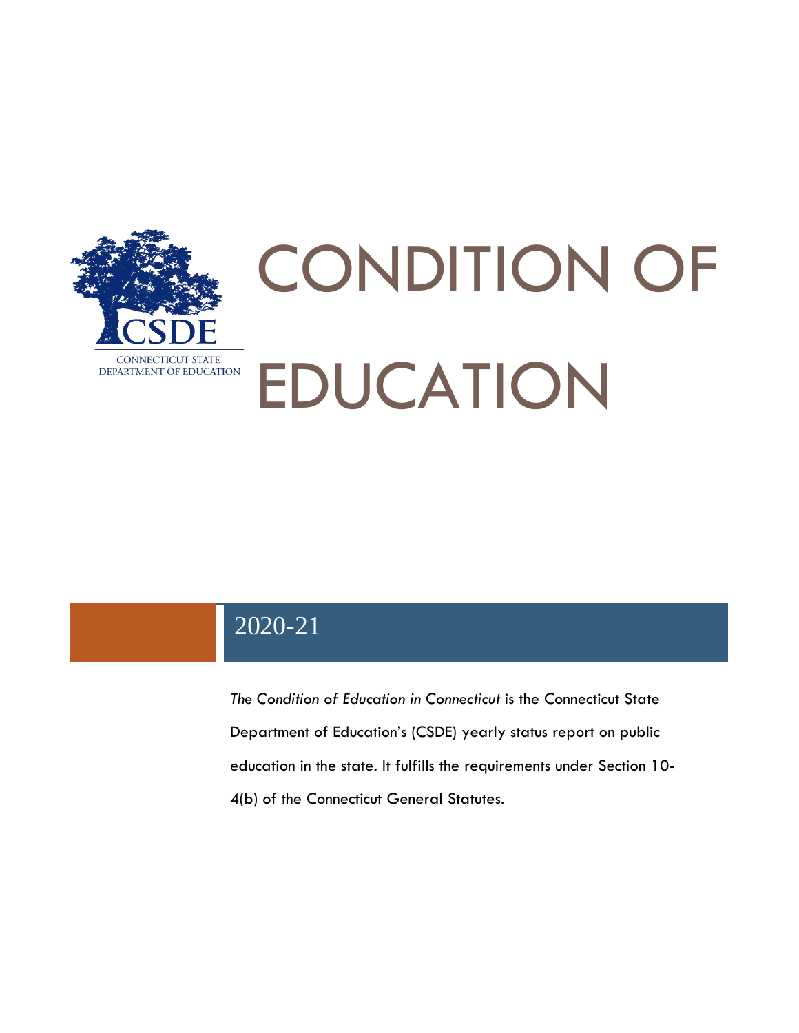CONNECTICUT STATE DEPARTMENT OF EDUCATION

# CONDITION OF EDUCATION

## 2020-21

*The Condition of Education in Connecticut* is the Connecticut State Department of Education's (CSDE) yearly status report on public education in the state. It fulfills the requirements under Section 10-4(b) of the Connecticut General Statutes.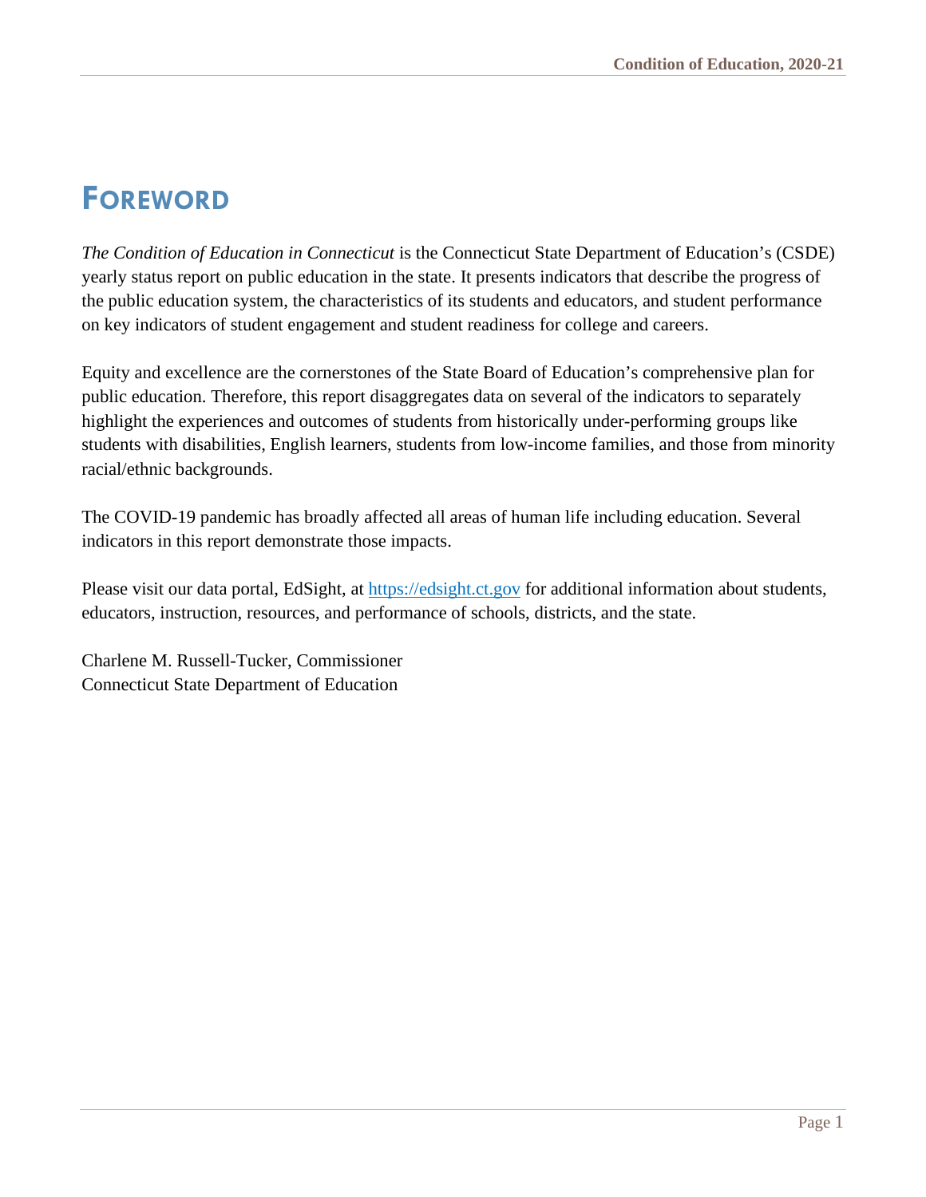# Foreword

*The Condition of Education in Connecticut* is the Connecticut State Department of Education's (CSDE) yearly status report on public education in the state. It presents indicators that describe the progress of the public education system, the characteristics of its students and educators, and student performance on key indicators of student engagement and student readiness for college and careers.

Equity and excellence are the cornerstones of the State Board of Education's comprehensive plan for public education. Therefore, this report disaggregates data on several of the indicators to separately highlight the experiences and outcomes of students from historically under-performing groups like students with disabilities, English learners, students from low-income families, and those from minority racial/ethnic backgrounds.

The COVID-19 pandemic has broadly affected all areas of human life including education. Several indicators in this report demonstrate those impacts.

Please visit our data portal, EdSight, at [https://edsight.ct.gov](https://edsight.ct.gov) for additional information about students, educators, instruction, resources, and performance of schools, districts, and the state.

Charlene M. Russell-Tucker, Commissioner
Connecticut State Department of Education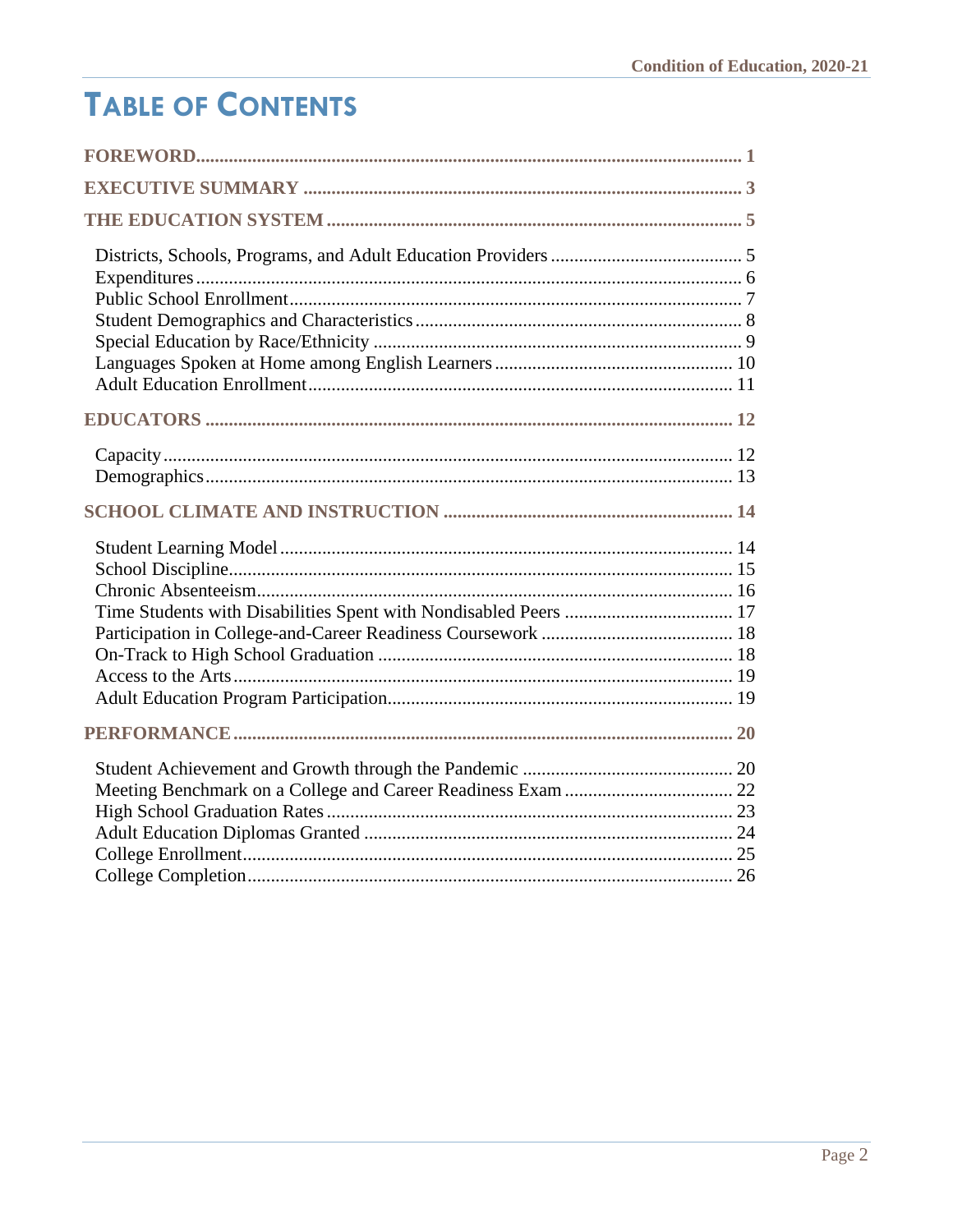# Table of Contents

**FOREWORD** ..... 1

**EXECUTIVE SUMMARY** ..... 3

**THE EDUCATION SYSTEM** ..... 5

- Districts, Schools, Programs, and Adult Education Providers ..... 5
- Expenditures ..... 6
- Public School Enrollment ..... 7
- Student Demographics and Characteristics ..... 8
- Special Education by Race/Ethnicity ..... 9
- Languages Spoken at Home among English Learners ..... 10
- Adult Education Enrollment ..... 11

**EDUCATORS** ..... 12

- Capacity ..... 12
- Demographics ..... 13

**SCHOOL CLIMATE AND INSTRUCTION** ..... 14

- Student Learning Model ..... 14
- School Discipline ..... 15
- Chronic Absenteeism ..... 16
- Time Students with Disabilities Spent with Nondisabled Peers ..... 17
- Participation in College-and-Career Readiness Coursework ..... 18
- On-Track to High School Graduation ..... 18
- Access to the Arts ..... 19
- Adult Education Program Participation ..... 19

**PERFORMANCE** ..... 20

- Student Achievement and Growth through the Pandemic ..... 20
- Meeting Benchmark on a College and Career Readiness Exam ..... 22
- High School Graduation Rates ..... 23
- Adult Education Diplomas Granted ..... 24
- College Enrollment ..... 25
- College Completion ..... 26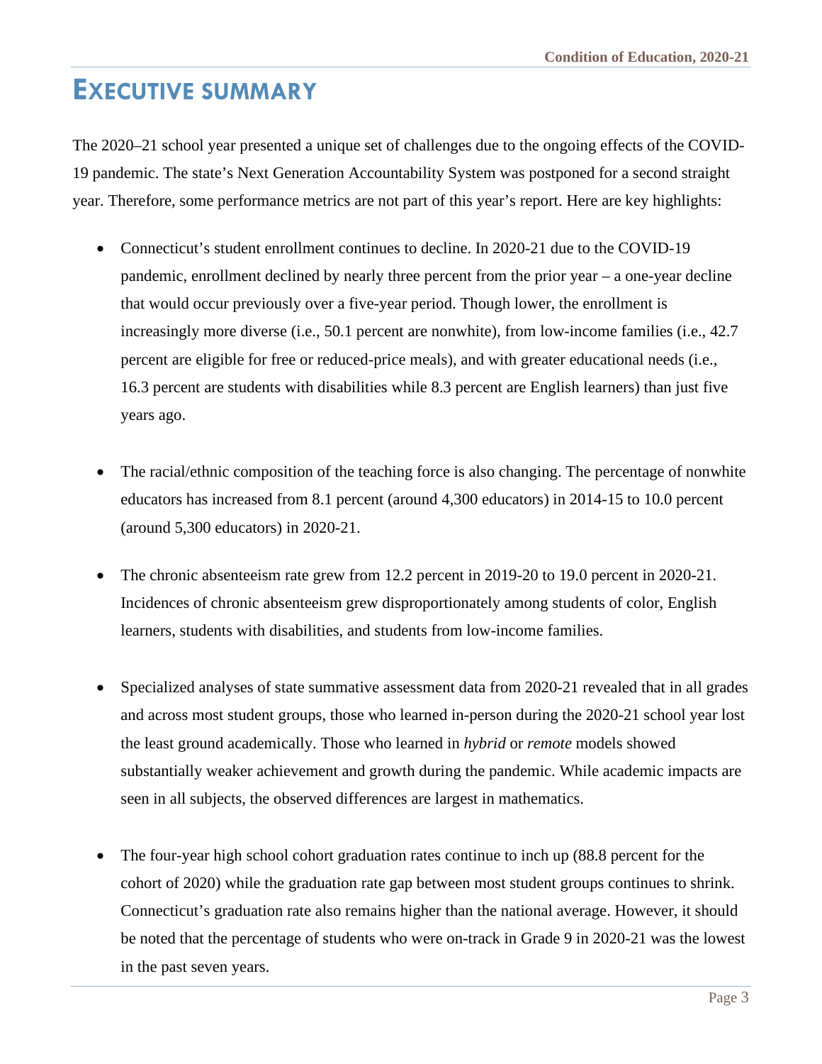# EXECUTIVE SUMMARY

The 2020–21 school year presented a unique set of challenges due to the ongoing effects of the COVID-19 pandemic. The state's Next Generation Accountability System was postponed for a second straight year. Therefore, some performance metrics are not part of this year's report. Here are key highlights:

- Connecticut's student enrollment continues to decline. In 2020-21 due to the COVID-19 pandemic, enrollment declined by nearly three percent from the prior year – a one-year decline that would occur previously over a five-year period. Though lower, the enrollment is increasingly more diverse (i.e., 50.1 percent are nonwhite), from low-income families (i.e., 42.7 percent are eligible for free or reduced-price meals), and with greater educational needs (i.e., 16.3 percent are students with disabilities while 8.3 percent are English learners) than just five years ago.

- The racial/ethnic composition of the teaching force is also changing. The percentage of nonwhite educators has increased from 8.1 percent (around 4,300 educators) in 2014-15 to 10.0 percent (around 5,300 educators) in 2020-21.

- The chronic absenteeism rate grew from 12.2 percent in 2019-20 to 19.0 percent in 2020-21. Incidences of chronic absenteeism grew disproportionately among students of color, English learners, students with disabilities, and students from low-income families.

- Specialized analyses of state summative assessment data from 2020-21 revealed that in all grades and across most student groups, those who learned in-person during the 2020-21 school year lost the least ground academically. Those who learned in *hybrid* or *remote* models showed substantially weaker achievement and growth during the pandemic. While academic impacts are seen in all subjects, the observed differences are largest in mathematics.

- The four-year high school cohort graduation rates continue to inch up (88.8 percent for the cohort of 2020) while the graduation rate gap between most student groups continues to shrink. Connecticut's graduation rate also remains higher than the national average. However, it should be noted that the percentage of students who were on-track in Grade 9 in 2020-21 was the lowest in the past seven years.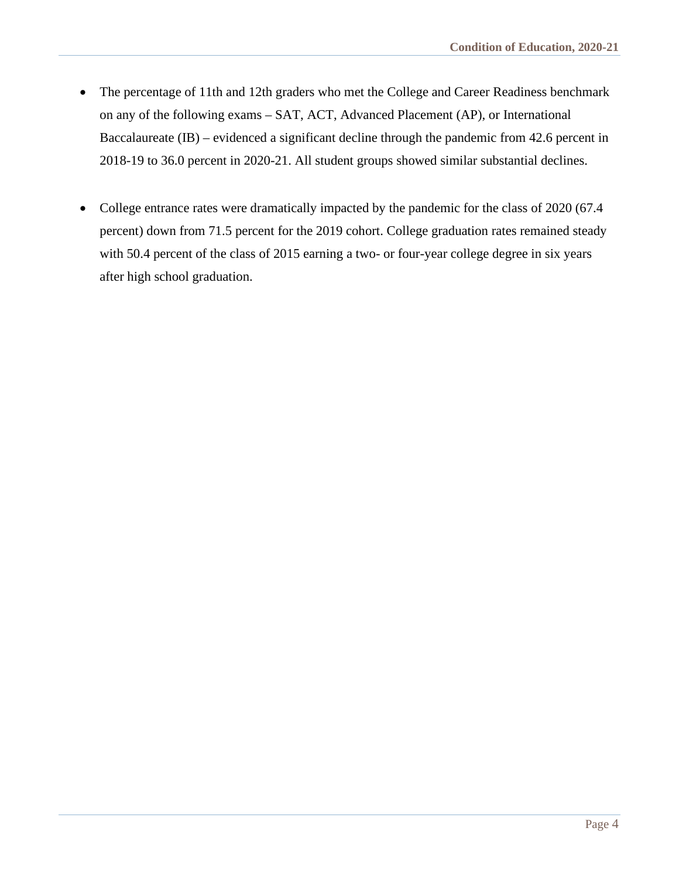- The percentage of 11th and 12th graders who met the College and Career Readiness benchmark on any of the following exams – SAT, ACT, Advanced Placement (AP), or International Baccalaureate (IB) – evidenced a significant decline through the pandemic from 42.6 percent in 2018-19 to 36.0 percent in 2020-21. All student groups showed similar substantial declines.

- College entrance rates were dramatically impacted by the pandemic for the class of 2020 (67.4 percent) down from 71.5 percent for the 2019 cohort. College graduation rates remained steady with 50.4 percent of the class of 2015 earning a two- or four-year college degree in six years after high school graduation.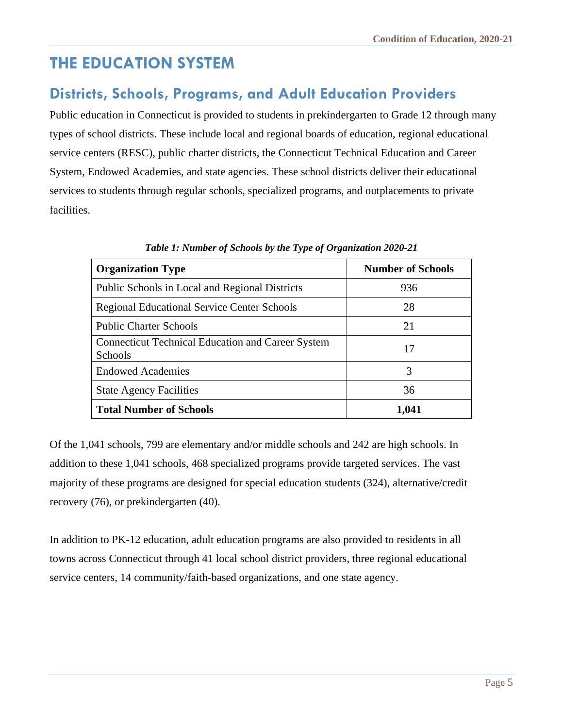# THE EDUCATION SYSTEM

## Districts, Schools, Programs, and Adult Education Providers

Public education in Connecticut is provided to students in prekindergarten to Grade 12 through many types of school districts. These include local and regional boards of education, regional educational service centers (RESC), public charter districts, the Connecticut Technical Education and Career System, Endowed Academies, and state agencies. These school districts deliver their educational services to students through regular schools, specialized programs, and outplacements to private facilities.

***Table 1: Number of Schools by the Type of Organization 2020-21***

| Organization Type | Number of Schools |
|---|---|
| Public Schools in Local and Regional Districts | 936 |
| Regional Educational Service Center Schools | 28 |
| Public Charter Schools | 21 |
| Connecticut Technical Education and Career System Schools | 17 |
| Endowed Academies | 3 |
| State Agency Facilities | 36 |
| **Total Number of Schools** | **1,041** |

Of the 1,041 schools, 799 are elementary and/or middle schools and 242 are high schools. In addition to these 1,041 schools, 468 specialized programs provide targeted services. The vast majority of these programs are designed for special education students (324), alternative/credit recovery (76), or prekindergarten (40).

In addition to PK-12 education, adult education programs are also provided to residents in all towns across Connecticut through 41 local school district providers, three regional educational service centers, 14 community/faith-based organizations, and one state agency.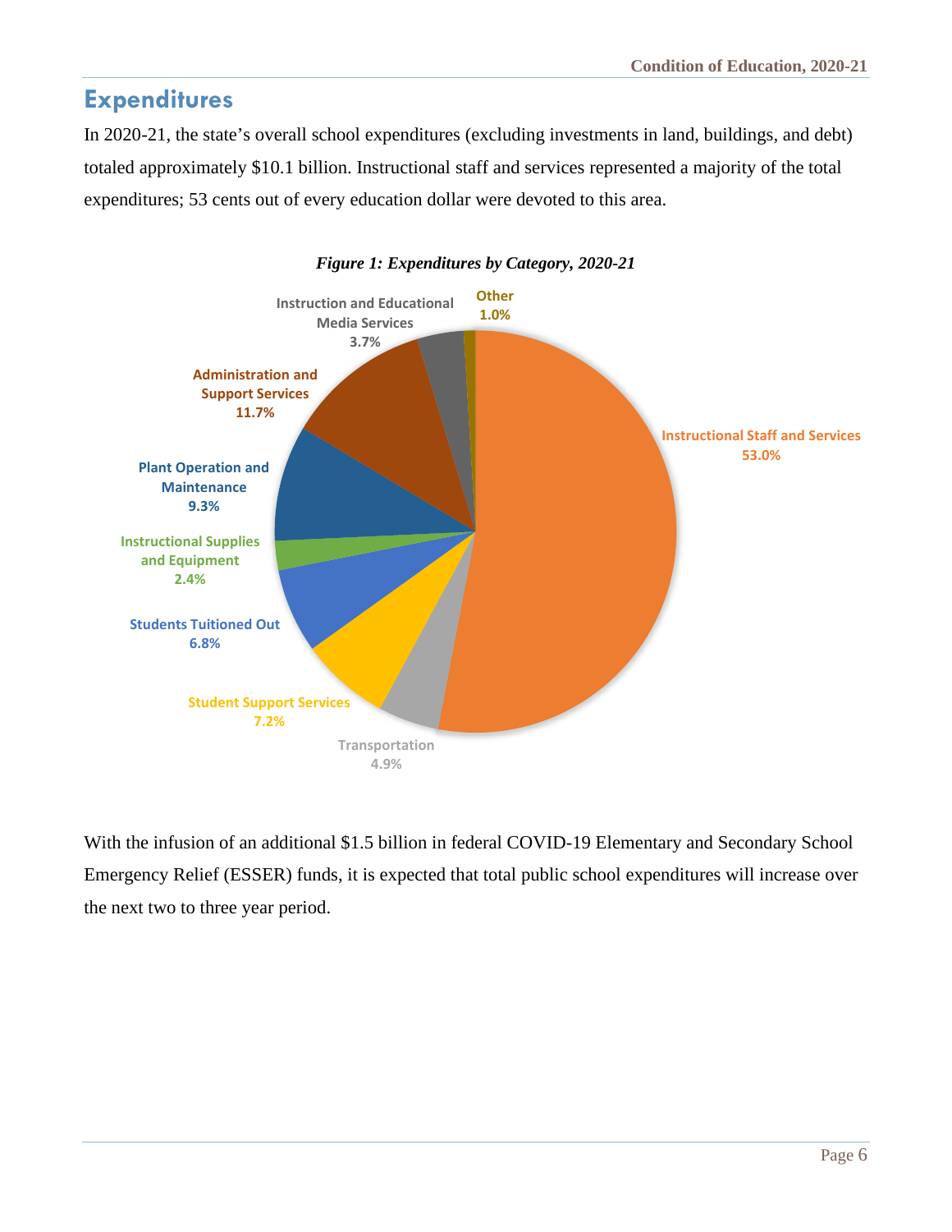## Expenditures

In 2020-21, the state's overall school expenditures (excluding investments in land, buildings, and debt) totaled approximately $10.1 billion. Instructional staff and services represented a majority of the total expenditures; 53 cents out of every education dollar were devoted to this area.

***Figure 1: Expenditures by Category, 2020-21***

| Category | Percent |
| --- | --- |
| Instructional Staff and Services | 53.0% |
| Administration and Support Services | 11.7% |
| Plant Operation and Maintenance | 9.3% |
| Student Support Services | 7.2% |
| Students Tuitioned Out | 6.8% |
| Transportation | 4.9% |
| Instruction and Educational Media Services | 3.7% |
| Instructional Supplies and Equipment | 2.4% |
| Other | 1.0% |

With the infusion of an additional $1.5 billion in federal COVID-19 Elementary and Secondary School Emergency Relief (ESSER) funds, it is expected that total public school expenditures will increase over the next two to three year period.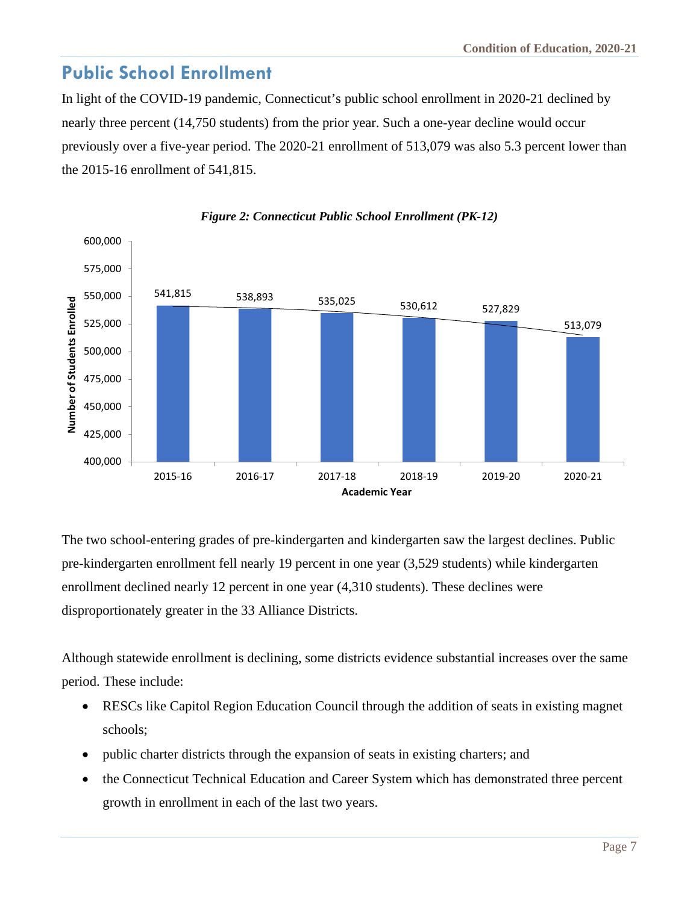## Public School Enrollment

In light of the COVID-19 pandemic, Connecticut's public school enrollment in 2020-21 declined by nearly three percent (14,750 students) from the prior year. Such a one-year decline would occur previously over a five-year period. The 2020-21 enrollment of 513,079 was also 5.3 percent lower than the 2015-16 enrollment of 541,815.

***Figure 2: Connecticut Public School Enrollment (PK-12)***

| Academic Year | Number of Students Enrolled |
|---|---|
| 2015-16 | 541,815 |
| 2016-17 | 538,893 |
| 2017-18 | 535,025 |
| 2018-19 | 530,612 |
| 2019-20 | 527,829 |
| 2020-21 | 513,079 |

The two school-entering grades of pre-kindergarten and kindergarten saw the largest declines. Public pre-kindergarten enrollment fell nearly 19 percent in one year (3,529 students) while kindergarten enrollment declined nearly 12 percent in one year (4,310 students). These declines were disproportionately greater in the 33 Alliance Districts.

Although statewide enrollment is declining, some districts evidence substantial increases over the same period. These include:

- RESCs like Capitol Region Education Council through the addition of seats in existing magnet schools;
- public charter districts through the expansion of seats in existing charters; and
- the Connecticut Technical Education and Career System which has demonstrated three percent growth in enrollment in each of the last two years.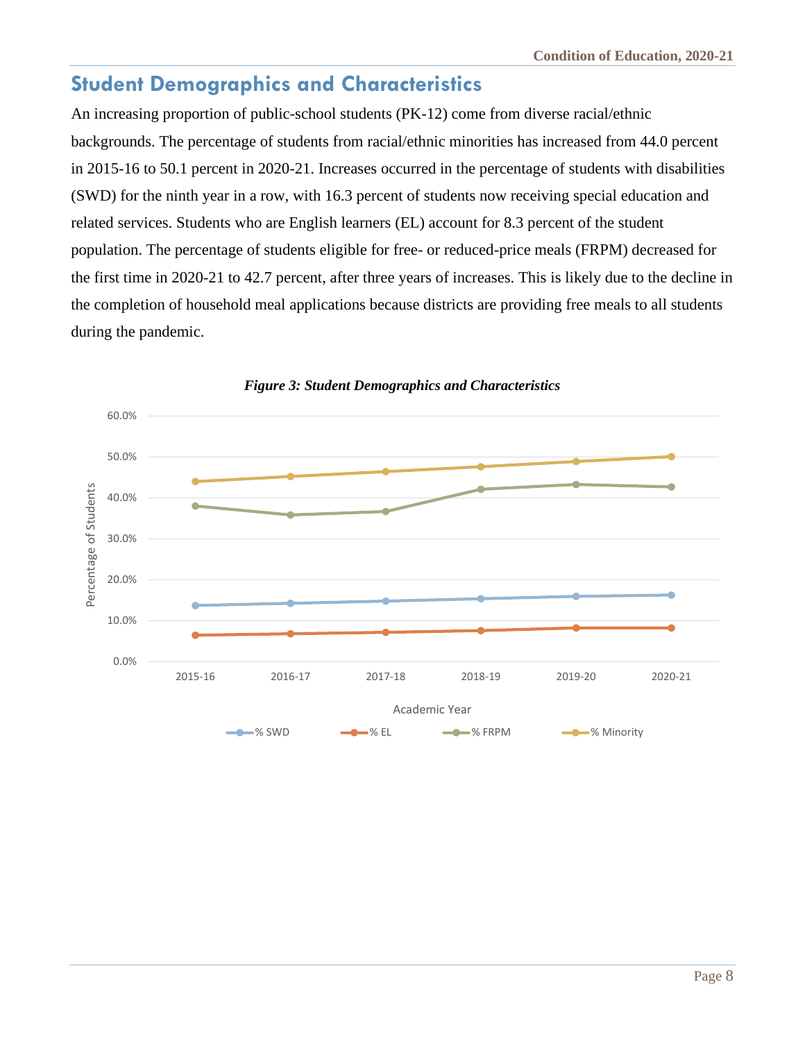## Student Demographics and Characteristics

An increasing proportion of public-school students (PK-12) come from diverse racial/ethnic backgrounds. The percentage of students from racial/ethnic minorities has increased from 44.0 percent in 2015-16 to 50.1 percent in 2020-21. Increases occurred in the percentage of students with disabilities (SWD) for the ninth year in a row, with 16.3 percent of students now receiving special education and related services. Students who are English learners (EL) account for 8.3 percent of the student population. The percentage of students eligible for free- or reduced-price meals (FRPM) decreased for the first time in 2020-21 to 42.7 percent, after three years of increases. This is likely due to the decline in the completion of household meal applications because districts are providing free meals to all students during the pandemic.

***Figure 3: Student Demographics and Characteristics***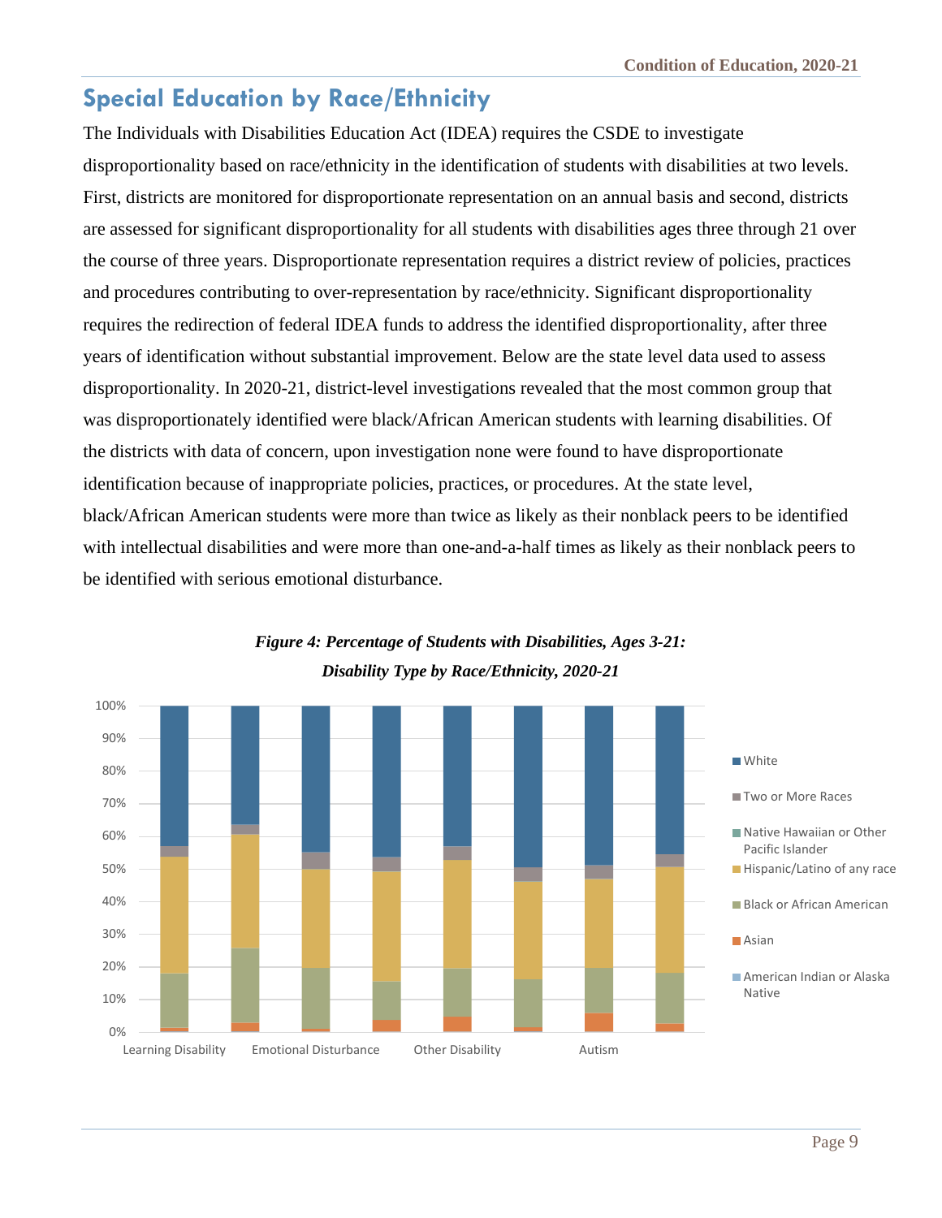## Special Education by Race/Ethnicity

The Individuals with Disabilities Education Act (IDEA) requires the CSDE to investigate disproportionality based on race/ethnicity in the identification of students with disabilities at two levels. First, districts are monitored for disproportionate representation on an annual basis and second, districts are assessed for significant disproportionality for all students with disabilities ages three through 21 over the course of three years. Disproportionate representation requires a district review of policies, practices and procedures contributing to over-representation by race/ethnicity. Significant disproportionality requires the redirection of federal IDEA funds to address the identified disproportionality, after three years of identification without substantial improvement. Below are the state level data used to assess disproportionality. In 2020-21, district-level investigations revealed that the most common group that was disproportionately identified were black/African American students with learning disabilities. Of the districts with data of concern, upon investigation none were found to have disproportionate identification because of inappropriate policies, practices, or procedures. At the state level, black/African American students were more than twice as likely as their nonblack peers to be identified with intellectual disabilities and were more than one-and-a-half times as likely as their nonblack peers to be identified with serious emotional disturbance.

***Figure 4: Percentage of Students with Disabilities, Ages 3-21: Disability Type by Race/Ethnicity, 2020-21***

100%
90%
80%
70%
60%
50%
40%
30%
20%
10%
0%

Learning Disability | Emotional Disturbance | Other Disability | Autism

- White
- Two or More Races
- Native Hawaiian or Other Pacific Islander
- Hispanic/Latino of any race
- Black or African American
- Asian
- American Indian or Alaska Native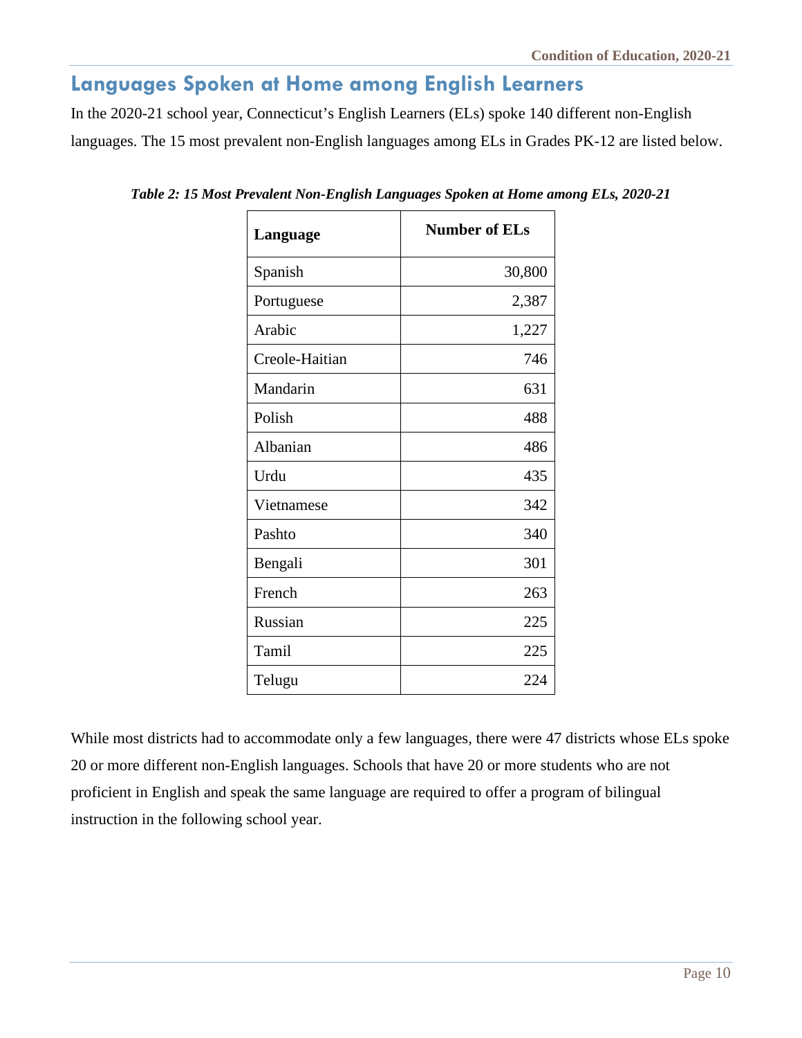## Languages Spoken at Home among English Learners

In the 2020-21 school year, Connecticut's English Learners (ELs) spoke 140 different non-English languages. The 15 most prevalent non-English languages among ELs in Grades PK-12 are listed below.

***Table 2: 15 Most Prevalent Non-English Languages Spoken at Home among ELs, 2020-21***

| Language | Number of ELs |
|---|---:|
| Spanish | 30,800 |
| Portuguese | 2,387 |
| Arabic | 1,227 |
| Creole-Haitian | 746 |
| Mandarin | 631 |
| Polish | 488 |
| Albanian | 486 |
| Urdu | 435 |
| Vietnamese | 342 |
| Pashto | 340 |
| Bengali | 301 |
| French | 263 |
| Russian | 225 |
| Tamil | 225 |
| Telugu | 224 |

While most districts had to accommodate only a few languages, there were 47 districts whose ELs spoke 20 or more different non-English languages. Schools that have 20 or more students who are not proficient in English and speak the same language are required to offer a program of bilingual instruction in the following school year.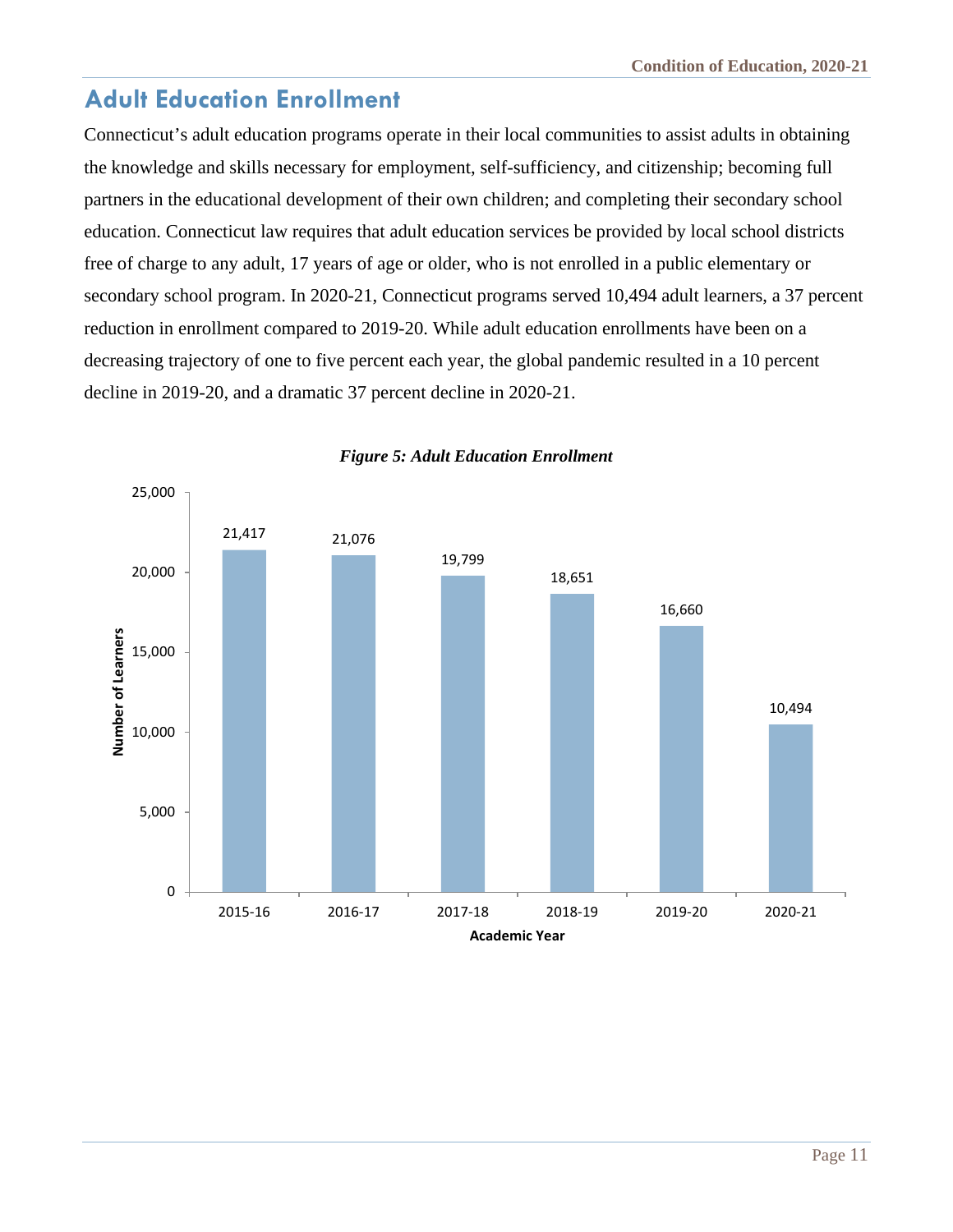## Adult Education Enrollment

Connecticut's adult education programs operate in their local communities to assist adults in obtaining the knowledge and skills necessary for employment, self-sufficiency, and citizenship; becoming full partners in the educational development of their own children; and completing their secondary school education. Connecticut law requires that adult education services be provided by local school districts free of charge to any adult, 17 years of age or older, who is not enrolled in a public elementary or secondary school program. In 2020-21, Connecticut programs served 10,494 adult learners, a 37 percent reduction in enrollment compared to 2019-20. While adult education enrollments have been on a decreasing trajectory of one to five percent each year, the global pandemic resulted in a 10 percent decline in 2019-20, and a dramatic 37 percent decline in 2020-21.

***Figure 5: Adult Education Enrollment***

| Academic Year | Number of Learners |
|---|---|
| 2015-16 | 21,417 |
| 2016-17 | 21,076 |
| 2017-18 | 19,799 |
| 2018-19 | 18,651 |
| 2019-20 | 16,660 |
| 2020-21 | 10,494 |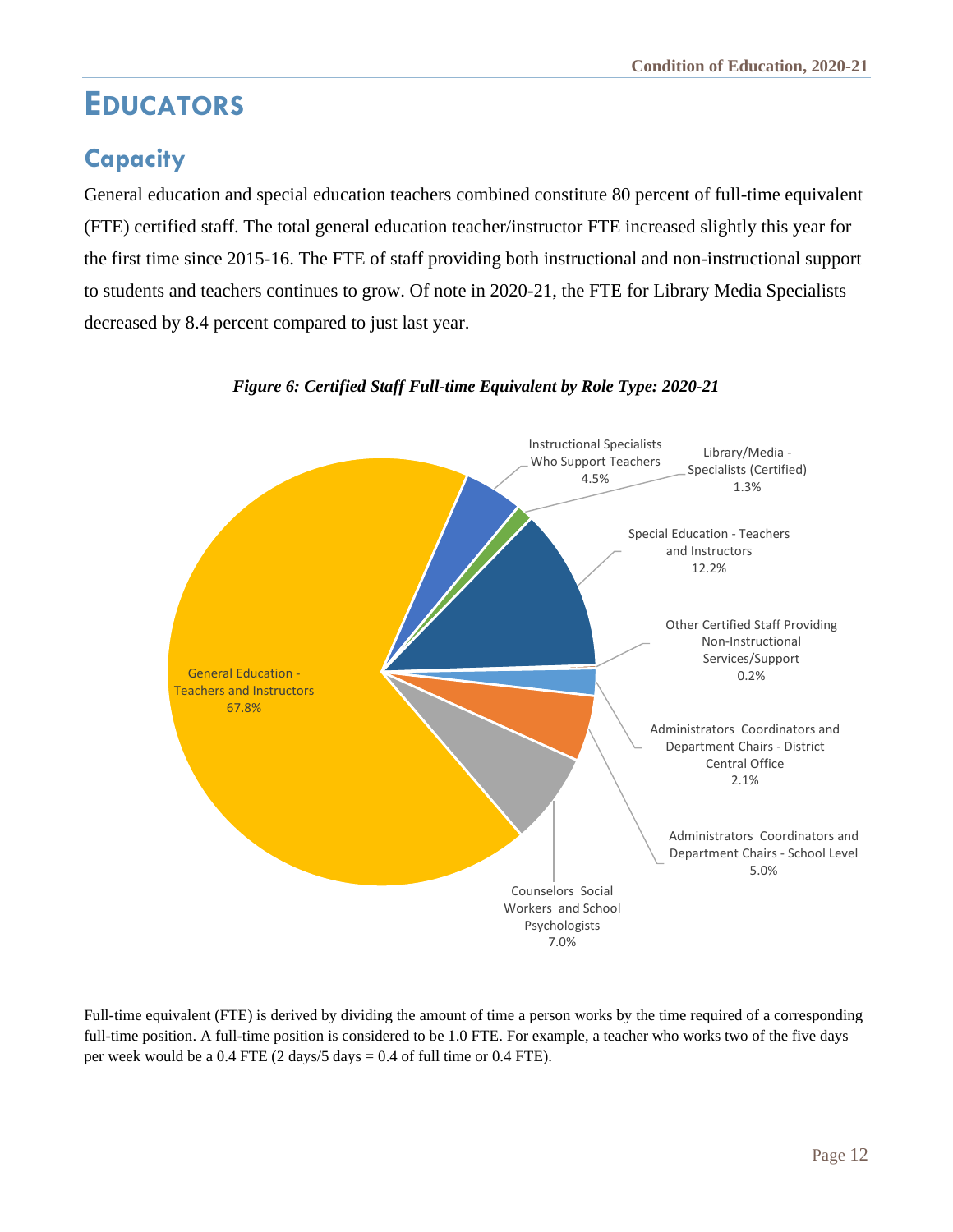# EDUCATORS

## Capacity

General education and special education teachers combined constitute 80 percent of full-time equivalent (FTE) certified staff. The total general education teacher/instructor FTE increased slightly this year for the first time since 2015-16. The FTE of staff providing both instructional and non-instructional support to students and teachers continues to grow. Of note in 2020-21, the FTE for Library Media Specialists decreased by 8.4 percent compared to just last year.

***Figure 6: Certified Staff Full-time Equivalent by Role Type: 2020-21***

| Role Type | Percent |
| --- | --- |
| General Education - Teachers and Instructors | 67.8% |
| Instructional Specialists Who Support Teachers | 4.5% |
| Library/Media - Specialists (Certified) | 1.3% |
| Special Education - Teachers and Instructors | 12.2% |
| Other Certified Staff Providing Non-Instructional Services/Support | 0.2% |
| Administrators Coordinators and Department Chairs - District Central Office | 2.1% |
| Administrators Coordinators and Department Chairs - School Level | 5.0% |
| Counselors Social Workers and School Psychologists | 7.0% |

Full-time equivalent (FTE) is derived by dividing the amount of time a person works by the time required of a corresponding full-time position. A full-time position is considered to be 1.0 FTE. For example, a teacher who works two of the five days per week would be a 0.4 FTE (2 days/5 days = 0.4 of full time or 0.4 FTE).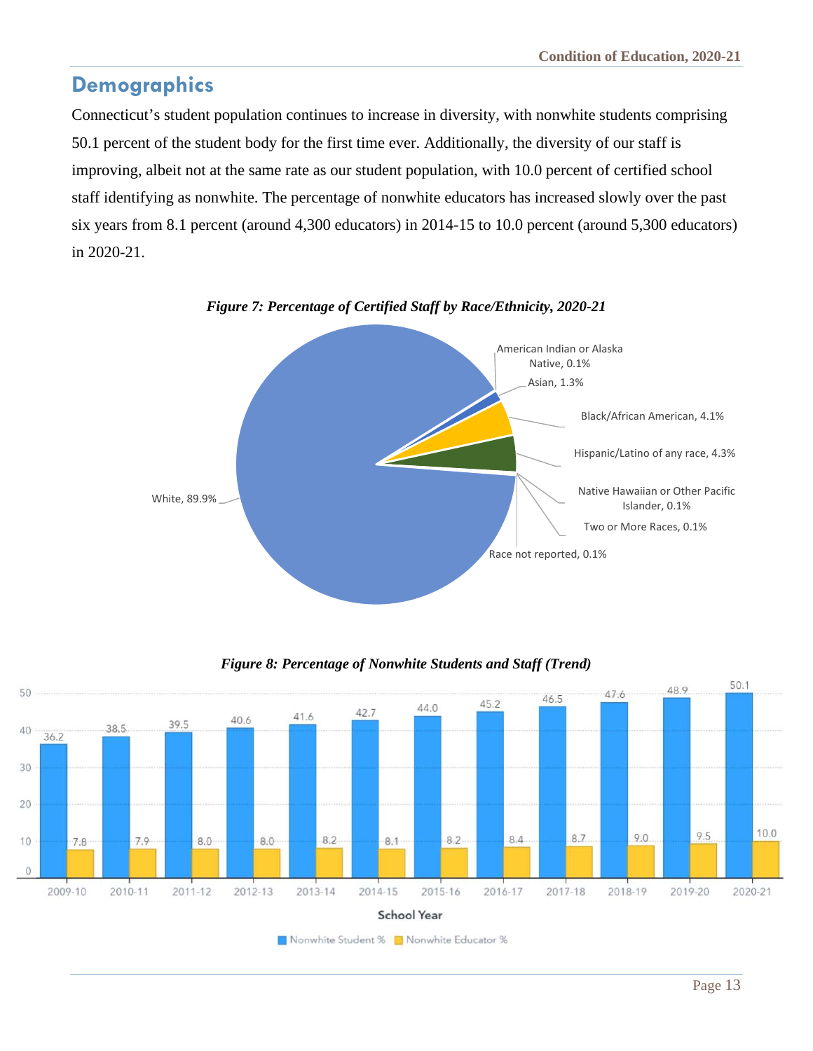## Demographics

Connecticut's student population continues to increase in diversity, with nonwhite students comprising 50.1 percent of the student body for the first time ever. Additionally, the diversity of our staff is improving, albeit not at the same rate as our student population, with 10.0 percent of certified school staff identifying as nonwhite. The percentage of nonwhite educators has increased slowly over the past six years from 8.1 percent (around 4,300 educators) in 2014-15 to 10.0 percent (around 5,300 educators) in 2020-21.

***Figure 7: Percentage of Certified Staff by Race/Ethnicity, 2020-21***

| Race/Ethnicity | Percentage |
|---|---|
| American Indian or Alaska Native | 0.1% |
| Asian | 1.3% |
| Black/African American | 4.1% |
| Hispanic/Latino of any race | 4.3% |
| Native Hawaiian or Other Pacific Islander | 0.1% |
| Two or More Races | 0.1% |
| Race not reported | 0.1% |
| White | 89.9% |

***Figure 8: Percentage of Nonwhite Students and Staff (Trend)***

| School Year | Nonwhite Student % | Nonwhite Educator % |
|---|---|---|
| 2009-10 | 36.2 | 7.8 |
| 2010-11 | 38.5 | 7.9 |
| 2011-12 | 39.5 | 8.0 |
| 2012-13 | 40.6 | 8.0 |
| 2013-14 | 41.6 | 8.2 |
| 2014-15 | 42.7 | 8.1 |
| 2015-16 | 44.0 | 8.2 |
| 2016-17 | 45.2 | 8.4 |
| 2017-18 | 46.5 | 8.7 |
| 2018-19 | 47.6 | 9.0 |
| 2019-20 | 48.9 | 9.5 |
| 2020-21 | 50.1 | 10.0 |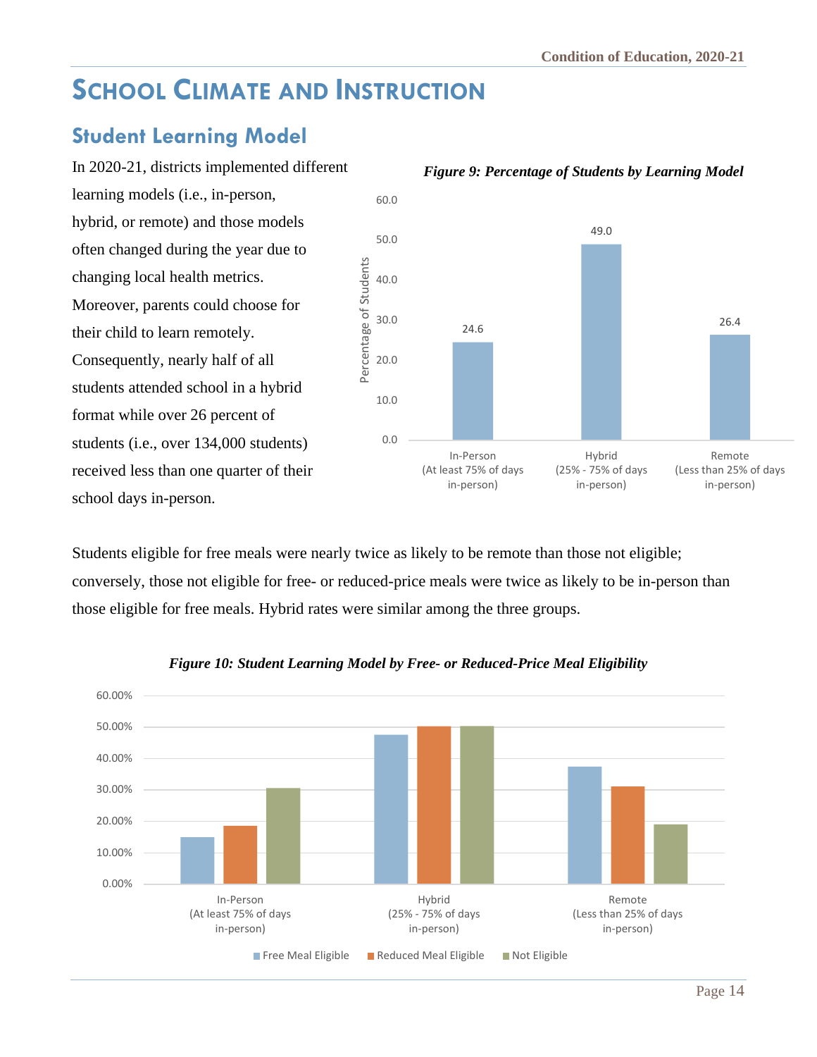# School Climate and Instruction

## Student Learning Model

In 2020-21, districts implemented different learning models (i.e., in-person, hybrid, or remote) and those models often changed during the year due to changing local health metrics. Moreover, parents could choose for their child to learn remotely. Consequently, nearly half of all students attended school in a hybrid format while over 26 percent of students (i.e., over 134,000 students) received less than one quarter of their school days in-person.

*Figure 9: Percentage of Students by Learning Model*

| Learning Model | Percentage of Students |
|---|---|
| In-Person (At least 75% of days in-person) | 24.6 |
| Hybrid (25% - 75% of days in-person) | 49.0 |
| Remote (Less than 25% of days in-person) | 26.4 |

Students eligible for free meals were nearly twice as likely to be remote than those not eligible; conversely, those not eligible for free- or reduced-price meals were twice as likely to be in-person than those eligible for free meals. Hybrid rates were similar among the three groups.

*Figure 10: Student Learning Model by Free- or Reduced-Price Meal Eligibility*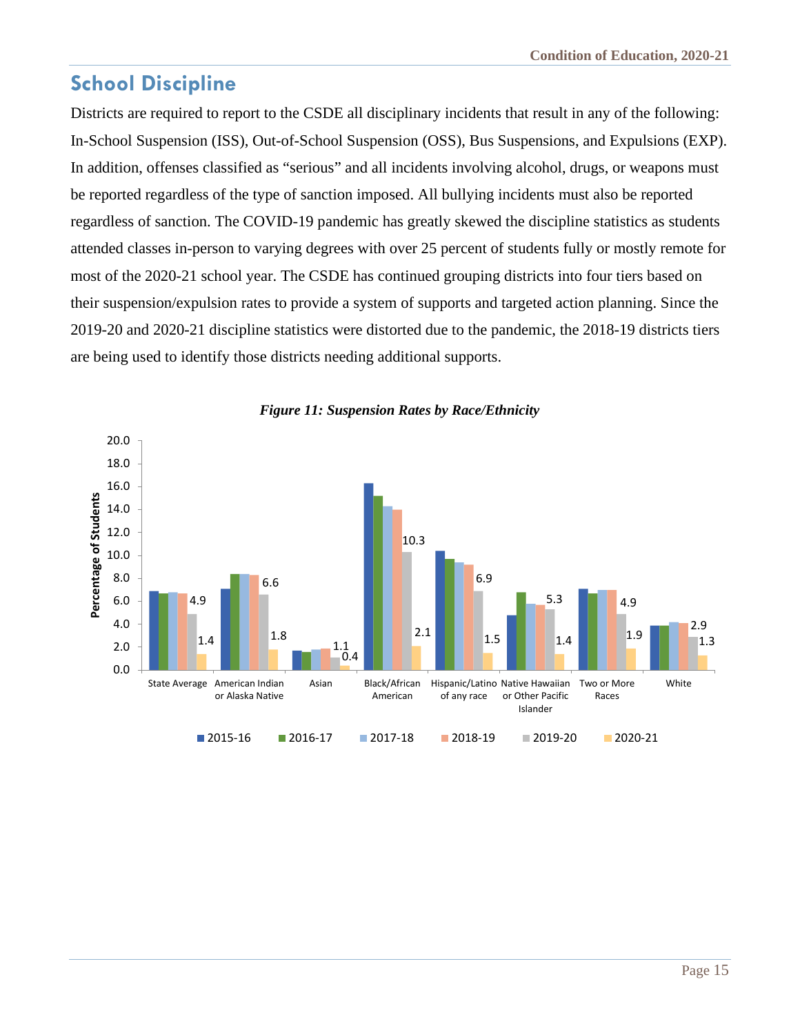## School Discipline

Districts are required to report to the CSDE all disciplinary incidents that result in any of the following: In-School Suspension (ISS), Out-of-School Suspension (OSS), Bus Suspensions, and Expulsions (EXP). In addition, offenses classified as "serious" and all incidents involving alcohol, drugs, or weapons must be reported regardless of the type of sanction imposed. All bullying incidents must also be reported regardless of sanction. The COVID-19 pandemic has greatly skewed the discipline statistics as students attended classes in-person to varying degrees with over 25 percent of students fully or mostly remote for most of the 2020-21 school year. The CSDE has continued grouping districts into four tiers based on their suspension/expulsion rates to provide a system of supports and targeted action planning. Since the 2019-20 and 2020-21 discipline statistics were distorted due to the pandemic, the 2018-19 districts tiers are being used to identify those districts needing additional supports.

*Figure 11: Suspension Rates by Race/Ethnicity*

| Percentage of Students | 2019-20 | 2020-21 |
|---|---|---|
| State Average | 4.9 | 1.4 |
| American Indian or Alaska Native | 6.6 | 1.8 |
| Asian | 1.1 | 0.4 |
| Black/African American | 10.3 | 2.1 |
| Hispanic/Latino of any race | 6.9 | 1.5 |
| Native Hawaiian or Other Pacific Islander | 5.3 | 1.4 |
| Two or More Races | 4.9 | 1.9 |
| White | 2.9 | 1.3 |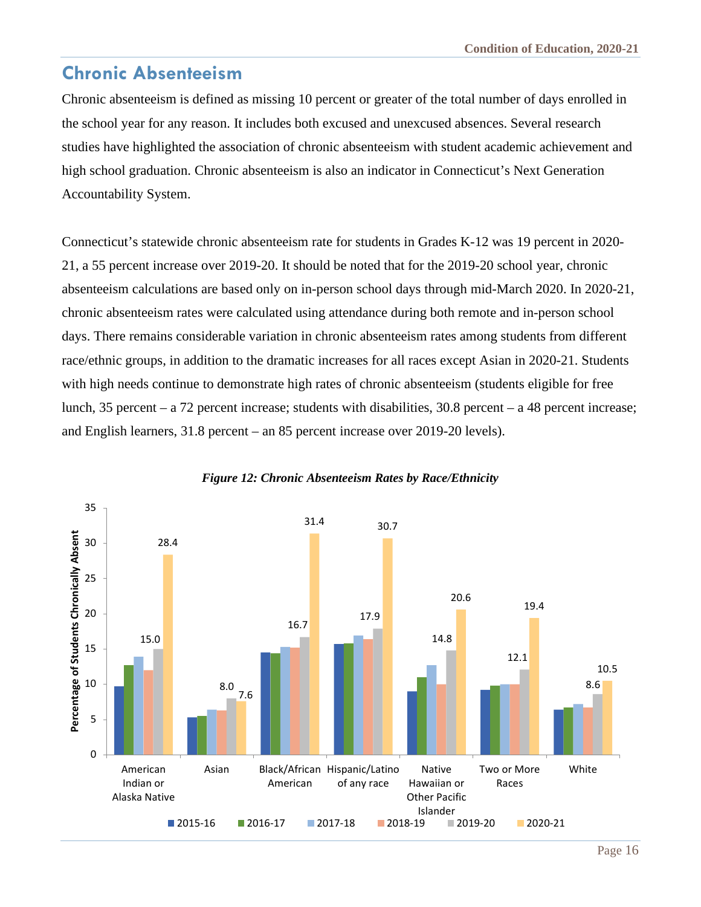## Chronic Absenteeism

Chronic absenteeism is defined as missing 10 percent or greater of the total number of days enrolled in the school year for any reason. It includes both excused and unexcused absences. Several research studies have highlighted the association of chronic absenteeism with student academic achievement and high school graduation. Chronic absenteeism is also an indicator in Connecticut's Next Generation Accountability System.

Connecticut's statewide chronic absenteeism rate for students in Grades K-12 was 19 percent in 2020-21, a 55 percent increase over 2019-20. It should be noted that for the 2019-20 school year, chronic absenteeism calculations are based only on in-person school days through mid-March 2020. In 2020-21, chronic absenteeism rates were calculated using attendance during both remote and in-person school days. There remains considerable variation in chronic absenteeism rates among students from different race/ethnic groups, in addition to the dramatic increases for all races except Asian in 2020-21. Students with high needs continue to demonstrate high rates of chronic absenteeism (students eligible for free lunch, 35 percent – a 72 percent increase; students with disabilities, 30.8 percent – a 48 percent increase; and English learners, 31.8 percent – an 85 percent increase over 2019-20 levels).

*Figure 12: Chronic Absenteeism Rates by Race/Ethnicity*

| Race/Ethnicity | 2019-20 | 2020-21 |
|---|---|---|
| American Indian or Alaska Native | 15.0 | 28.4 |
| Asian | 8.0 | 7.6 |
| Black/African American | 16.7 | 31.4 |
| Hispanic/Latino of any race | 17.9 | 30.7 |
| Native Hawaiian or Other Pacific Islander | 14.8 | 20.6 |
| Two or More Races | 12.1 | 19.4 |
| White | 8.6 | 10.5 |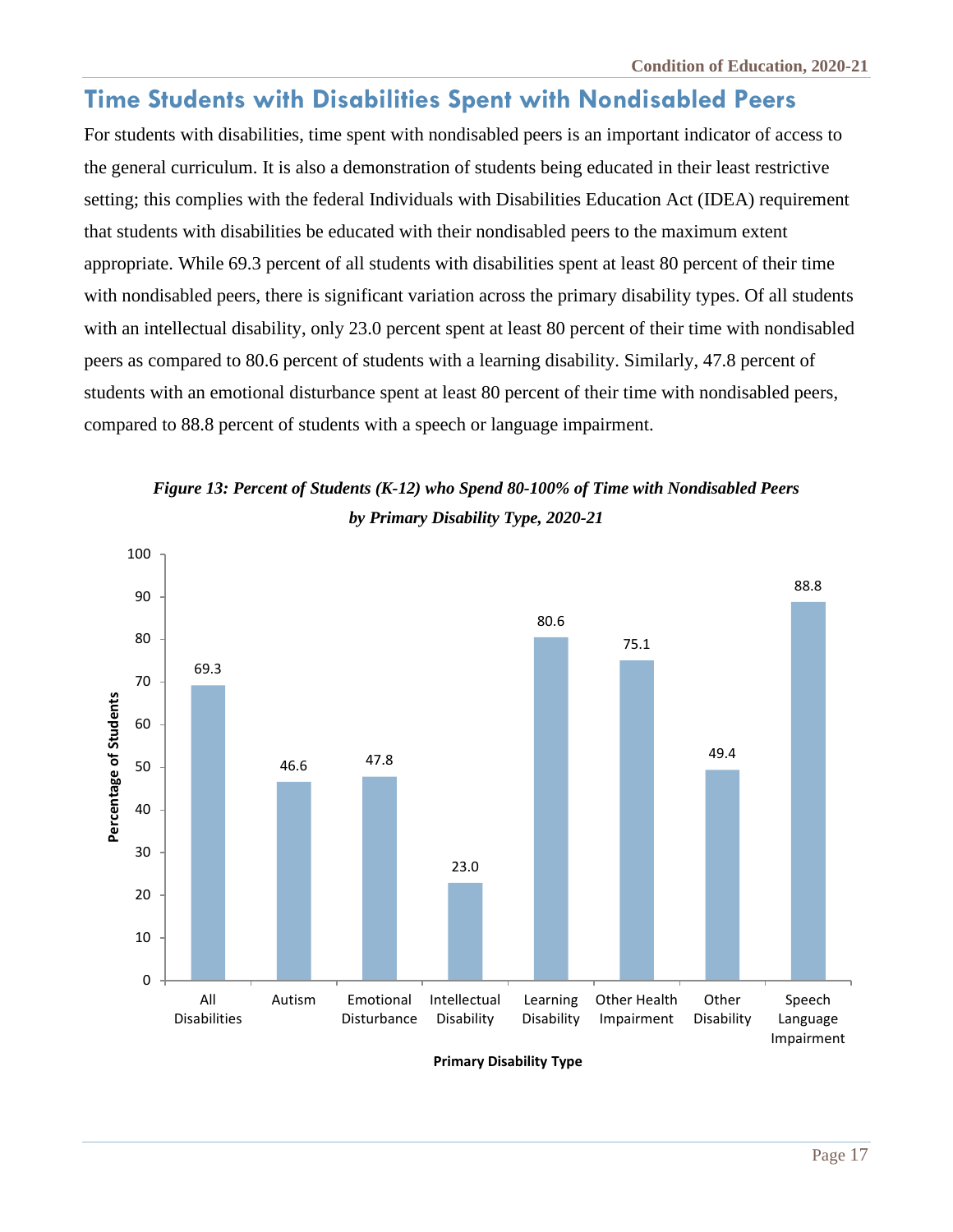## Time Students with Disabilities Spent with Nondisabled Peers

For students with disabilities, time spent with nondisabled peers is an important indicator of access to the general curriculum. It is also a demonstration of students being educated in their least restrictive setting; this complies with the federal Individuals with Disabilities Education Act (IDEA) requirement that students with disabilities be educated with their nondisabled peers to the maximum extent appropriate. While 69.3 percent of all students with disabilities spent at least 80 percent of their time with nondisabled peers, there is significant variation across the primary disability types. Of all students with an intellectual disability, only 23.0 percent spent at least 80 percent of their time with nondisabled peers as compared to 80.6 percent of students with a learning disability. Similarly, 47.8 percent of students with an emotional disturbance spent at least 80 percent of their time with nondisabled peers, compared to 88.8 percent of students with a speech or language impairment.

***Figure 13: Percent of Students (K-12) who Spend 80-100% of Time with Nondisabled Peers by Primary Disability Type, 2020-21***

| Primary Disability Type | Percentage of Students |
| --- | --- |
| All Disabilities | 69.3 |
| Autism | 46.6 |
| Emotional Disturbance | 47.8 |
| Intellectual Disability | 23.0 |
| Learning Disability | 80.6 |
| Other Health Impairment | 75.1 |
| Other Disability | 49.4 |
| Speech Language Impairment | 88.8 |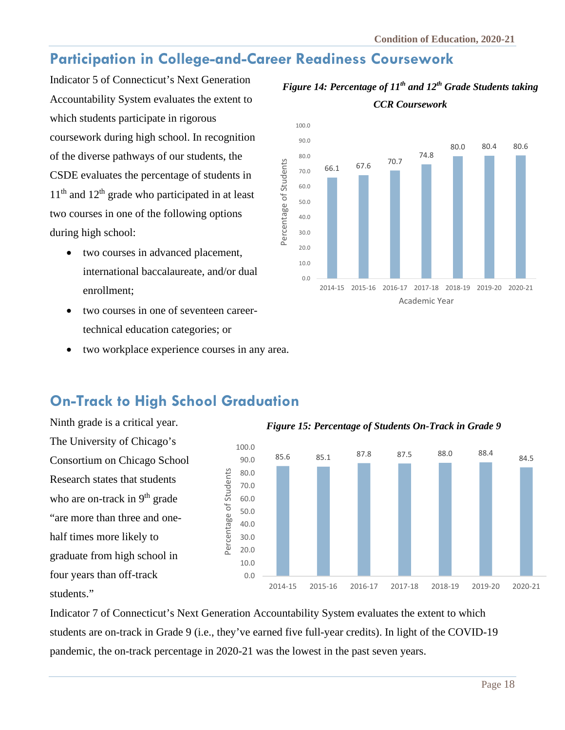## Participation in College-and-Career Readiness Coursework

Indicator 5 of Connecticut's Next Generation Accountability System evaluates the extent to which students participate in rigorous coursework during high school. In recognition of the diverse pathways of our students, the CSDE evaluates the percentage of students in 11th and 12th grade who participated in at least two courses in one of the following options during high school:

- two courses in advanced placement, international baccalaureate, and/or dual enrollment;
- two courses in one of seventeen career-technical education categories; or
- two workplace experience courses in any area.

***Figure 14: Percentage of 11th and 12th Grade Students taking CCR Coursework***

| Academic Year | Percentage of Students |
|---|---|
| 2014-15 | 66.1 |
| 2015-16 | 67.6 |
| 2016-17 | 70.7 |
| 2017-18 | 74.8 |
| 2018-19 | 80.0 |
| 2019-20 | 80.4 |
| 2020-21 | 80.6 |

## On-Track to High School Graduation

Ninth grade is a critical year. The University of Chicago's Consortium on Chicago School Research states that students who are on-track in 9th grade "are more than three and one-half times more likely to graduate from high school in four years than off-track students."

***Figure 15: Percentage of Students On-Track in Grade 9***

| Year | Percentage of Students |
|---|---|
| 2014-15 | 85.6 |
| 2015-16 | 85.1 |
| 2016-17 | 87.8 |
| 2017-18 | 87.5 |
| 2018-19 | 88.0 |
| 2019-20 | 88.4 |
| 2020-21 | 84.5 |

Indicator 7 of Connecticut's Next Generation Accountability System evaluates the extent to which students are on-track in Grade 9 (i.e., they've earned five full-year credits). In light of the COVID-19 pandemic, the on-track percentage in 2020-21 was the lowest in the past seven years.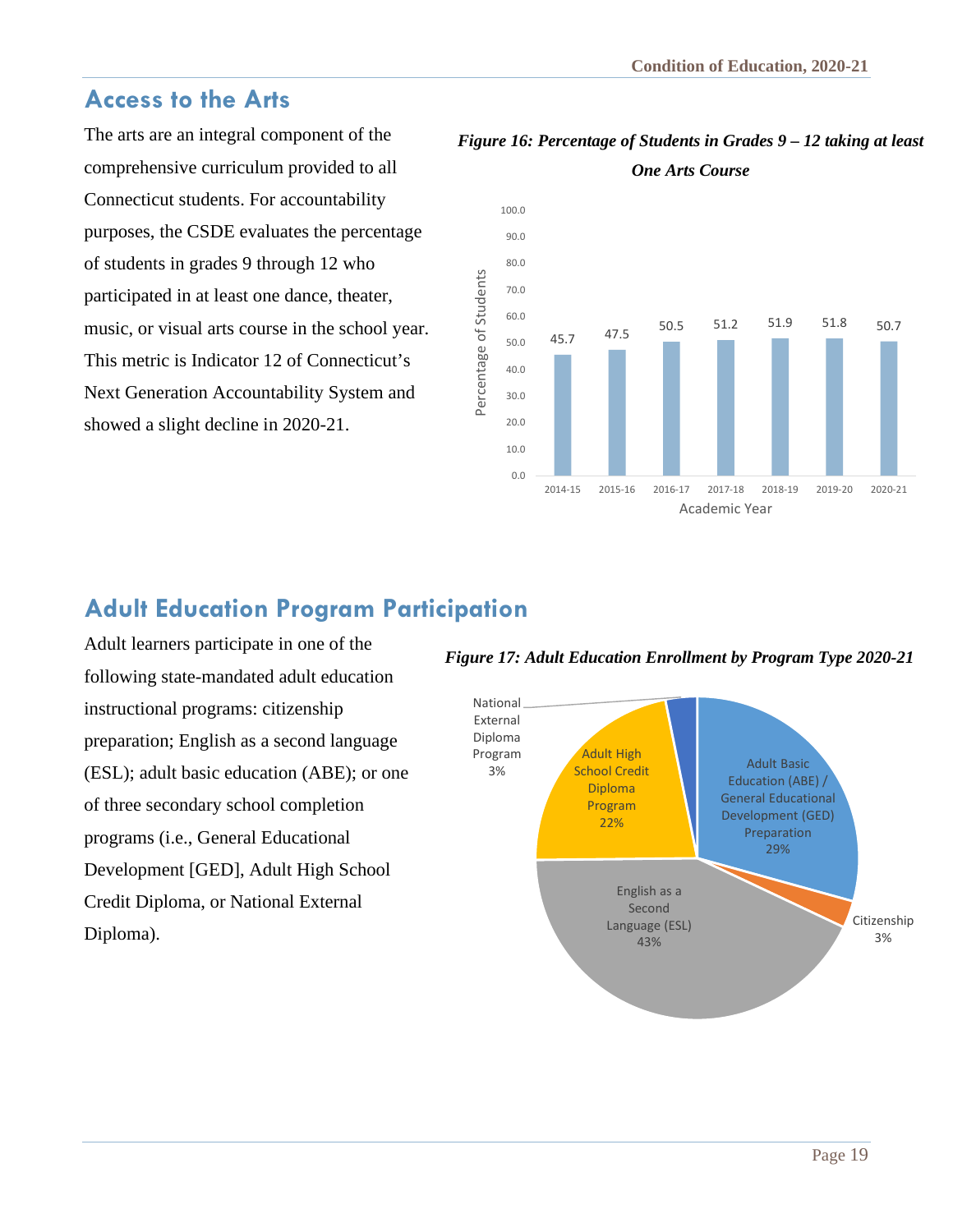## Access to the Arts

The arts are an integral component of the comprehensive curriculum provided to all Connecticut students. For accountability purposes, the CSDE evaluates the percentage of students in grades 9 through 12 who participated in at least one dance, theater, music, or visual arts course in the school year. This metric is Indicator 12 of Connecticut's Next Generation Accountability System and showed a slight decline in 2020-21.

***Figure 16: Percentage of Students in Grades 9 – 12 taking at least One Arts Course***

| Academic Year | Percentage of Students |
|---|---|
| 2014-15 | 45.7 |
| 2015-16 | 47.5 |
| 2016-17 | 50.5 |
| 2017-18 | 51.2 |
| 2018-19 | 51.9 |
| 2019-20 | 51.8 |
| 2020-21 | 50.7 |

## Adult Education Program Participation

Adult learners participate in one of the following state-mandated adult education instructional programs: citizenship preparation; English as a second language (ESL); adult basic education (ABE); or one of three secondary school completion programs (i.e., General Educational Development [GED], Adult High School Credit Diploma, or National External Diploma).

***Figure 17: Adult Education Enrollment by Program Type 2020-21***

| Program Type | Percentage |
|---|---|
| Adult Basic Education (ABE) / General Educational Development (GED) Preparation | 29% |
| Citizenship | 3% |
| English as a Second Language (ESL) | 43% |
| Adult High School Credit Diploma Program | 22% |
| National External Diploma Program | 3% |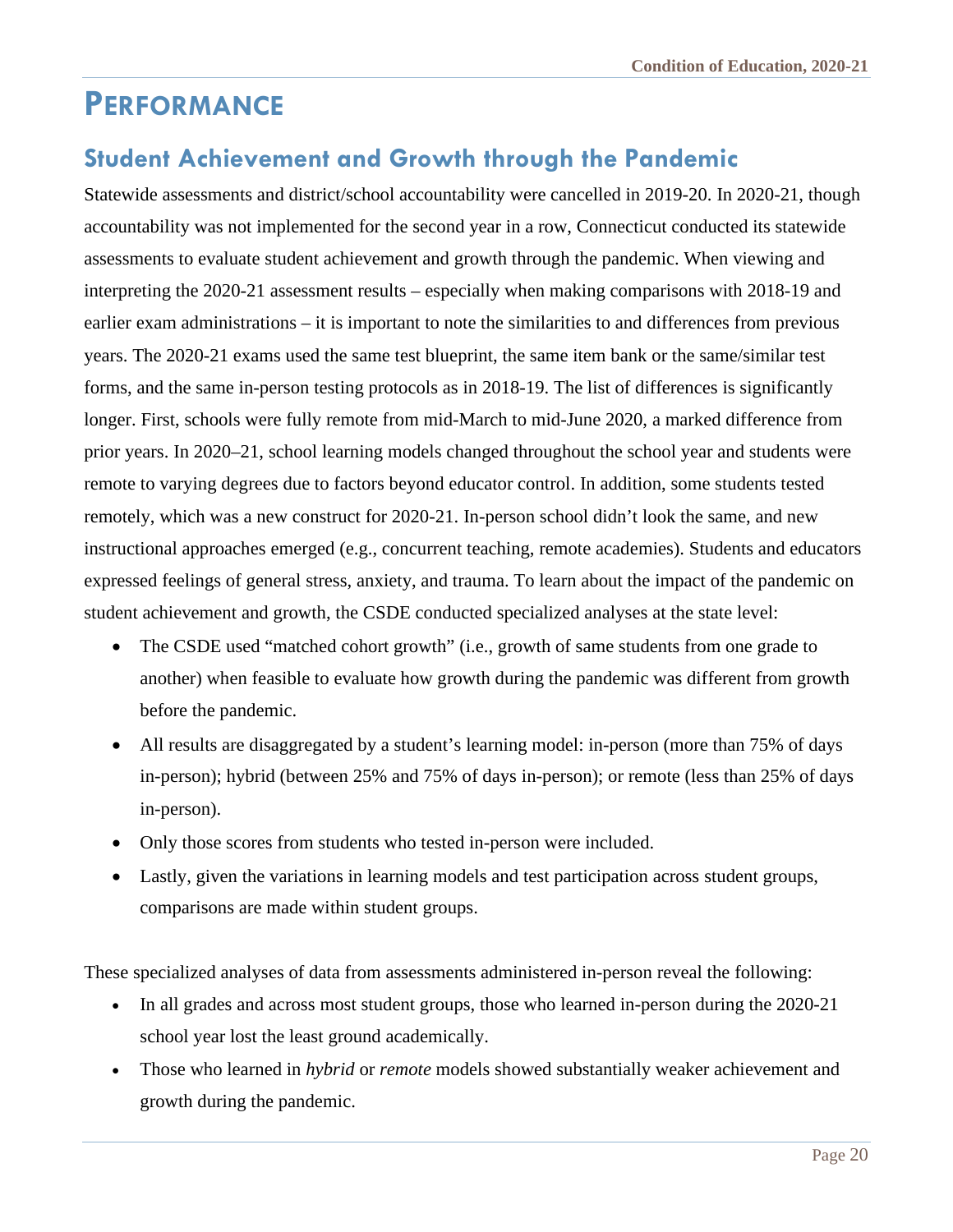# Performance

## Student Achievement and Growth through the Pandemic

Statewide assessments and district/school accountability were cancelled in 2019-20. In 2020-21, though accountability was not implemented for the second year in a row, Connecticut conducted its statewide assessments to evaluate student achievement and growth through the pandemic. When viewing and interpreting the 2020-21 assessment results – especially when making comparisons with 2018-19 and earlier exam administrations – it is important to note the similarities to and differences from previous years. The 2020-21 exams used the same test blueprint, the same item bank or the same/similar test forms, and the same in-person testing protocols as in 2018-19. The list of differences is significantly longer. First, schools were fully remote from mid-March to mid-June 2020, a marked difference from prior years. In 2020–21, school learning models changed throughout the school year and students were remote to varying degrees due to factors beyond educator control. In addition, some students tested remotely, which was a new construct for 2020-21. In-person school didn't look the same, and new instructional approaches emerged (e.g., concurrent teaching, remote academies). Students and educators expressed feelings of general stress, anxiety, and trauma. To learn about the impact of the pandemic on student achievement and growth, the CSDE conducted specialized analyses at the state level:

- The CSDE used "matched cohort growth" (i.e., growth of same students from one grade to another) when feasible to evaluate how growth during the pandemic was different from growth before the pandemic.
- All results are disaggregated by a student's learning model: in-person (more than 75% of days in-person); hybrid (between 25% and 75% of days in-person); or remote (less than 25% of days in-person).
- Only those scores from students who tested in-person were included.
- Lastly, given the variations in learning models and test participation across student groups, comparisons are made within student groups.

These specialized analyses of data from assessments administered in-person reveal the following:

- In all grades and across most student groups, those who learned in-person during the 2020-21 school year lost the least ground academically.
- Those who learned in *hybrid* or *remote* models showed substantially weaker achievement and growth during the pandemic.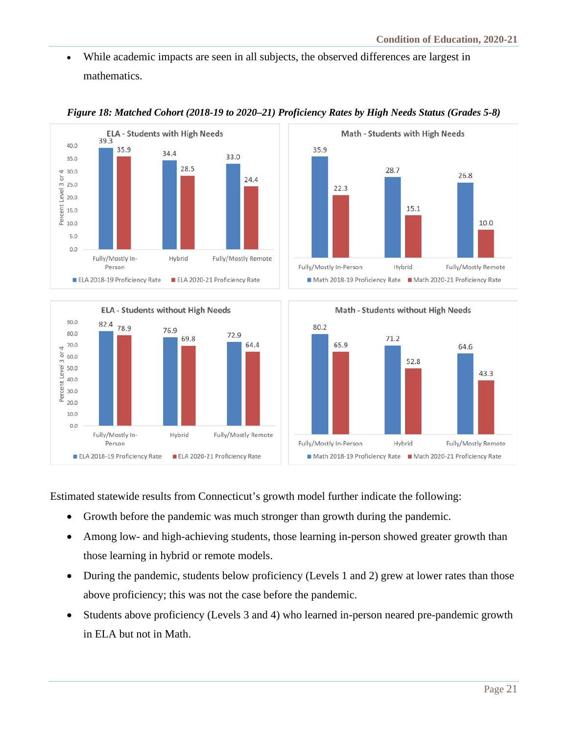- While academic impacts are seen in all subjects, the observed differences are largest in mathematics.

***Figure 18: Matched Cohort (2018-19 to 2020–21) Proficiency Rates by High Needs Status (Grades 5-8)***

**ELA - Students with High Needs** (Percent Level 3 or 4)

| | ELA 2018-19 Proficiency Rate | ELA 2020-21 Proficiency Rate |
|---|---|---|
| Fully/Mostly In-Person | 39.3 | 35.9 |
| Hybrid | 34.4 | 28.5 |
| Fully/Mostly Remote | 33.0 | 24.4 |

**Math - Students with High Needs**

| | Math 2018-19 Proficiency Rate | Math 2020-21 Proficiency Rate |
|---|---|---|
| Fully/Mostly In-Person | 35.9 | 22.3 |
| Hybrid | 28.7 | 15.1 |
| Fully/Mostly Remote | 26.8 | 10.0 |

**ELA - Students without High Needs** (Percent Level 3 or 4)

| | ELA 2018-19 Proficiency Rate | ELA 2020-21 Proficiency Rate |
|---|---|---|
| Fully/Mostly In-Person | 82.4 | 78.9 |
| Hybrid | 76.9 | 69.8 |
| Fully/Mostly Remote | 72.9 | 64.4 |

**Math - Students without High Needs**

| | Math 2018-19 Proficiency Rate | Math 2020-21 Proficiency Rate |
|---|---|---|
| Fully/Mostly In-Person | 80.2 | 65.9 |
| Hybrid | 71.2 | 52.8 |
| Fully/Mostly Remote | 64.6 | 43.3 |

Estimated statewide results from Connecticut's growth model further indicate the following:

- Growth before the pandemic was much stronger than growth during the pandemic.
- Among low- and high-achieving students, those learning in-person showed greater growth than those learning in hybrid or remote models.
- During the pandemic, students below proficiency (Levels 1 and 2) grew at lower rates than those above proficiency; this was not the case before the pandemic.
- Students above proficiency (Levels 3 and 4) who learned in-person neared pre-pandemic growth in ELA but not in Math.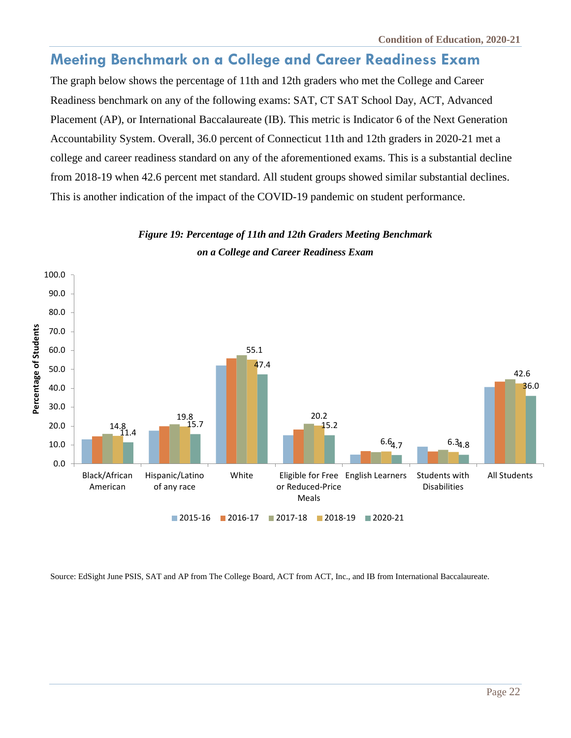## Meeting Benchmark on a College and Career Readiness Exam

The graph below shows the percentage of 11th and 12th graders who met the College and Career Readiness benchmark on any of the following exams: SAT, CT SAT School Day, ACT, Advanced Placement (AP), or International Baccalaureate (IB). This metric is Indicator 6 of the Next Generation Accountability System. Overall, 36.0 percent of Connecticut 11th and 12th graders in 2020-21 met a college and career readiness standard on any of the aforementioned exams. This is a substantial decline from 2018-19 when 42.6 percent met standard. All student groups showed similar substantial declines. This is another indication of the impact of the COVID-19 pandemic on student performance.

***Figure 19: Percentage of 11th and 12th Graders Meeting Benchmark on a College and Career Readiness Exam***

| Student Group | 2018-19 | 2020-21 |
|---|---|---|
| Black/African American | 14.8 | 11.4 |
| Hispanic/Latino of any race | 19.8 | 15.7 |
| White | 55.1 | 47.4 |
| Eligible for Free or Reduced-Price Meals | 20.2 | 15.2 |
| English Learners | 6.6 | 4.7 |
| Students with Disabilities | 6.3 | 4.8 |
| All Students | 42.6 | 36.0 |

Source: EdSight June PSIS, SAT and AP from The College Board, ACT from ACT, Inc., and IB from International Baccalaureate.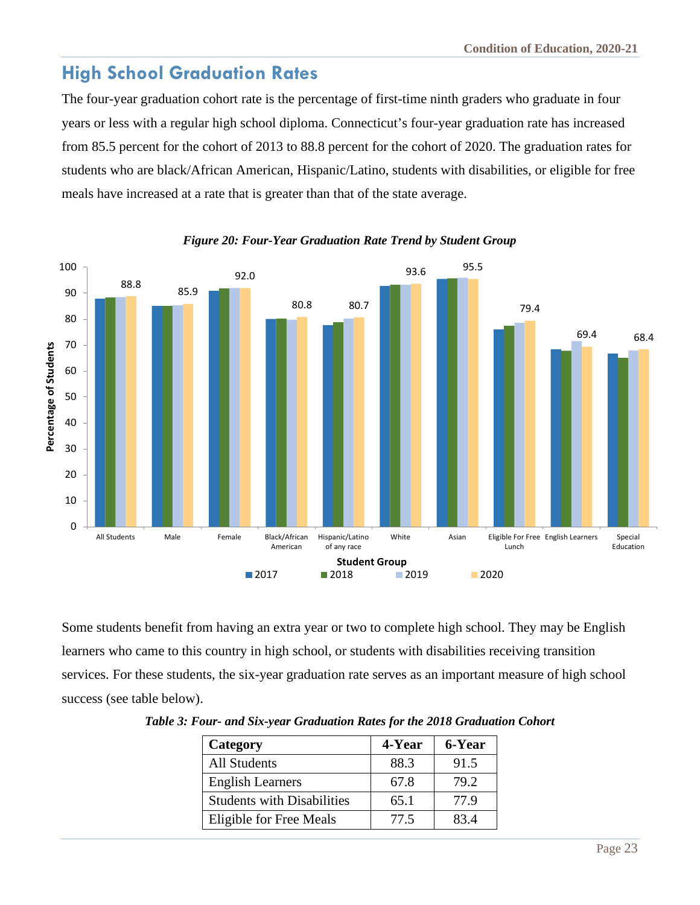## High School Graduation Rates

The four-year graduation cohort rate is the percentage of first-time ninth graders who graduate in four years or less with a regular high school diploma. Connecticut's four-year graduation rate has increased from 85.5 percent for the cohort of 2013 to 88.8 percent for the cohort of 2020. The graduation rates for students who are black/African American, Hispanic/Latino, students with disabilities, or eligible for free meals have increased at a rate that is greater than that of the state average.

*Figure 20: Four-Year Graduation Rate Trend by Student Group*

Some students benefit from having an extra year or two to complete high school. They may be English learners who came to this country in high school, or students with disabilities receiving transition services. For these students, the six-year graduation rate serves as an important measure of high school success (see table below).

*Table 3: Four- and Six-year Graduation Rates for the 2018 Graduation Cohort*

| Category | 4-Year | 6-Year |
|---|---|---|
| All Students | 88.3 | 91.5 |
| English Learners | 67.8 | 79.2 |
| Students with Disabilities | 65.1 | 77.9 |
| Eligible for Free Meals | 77.5 | 83.4 |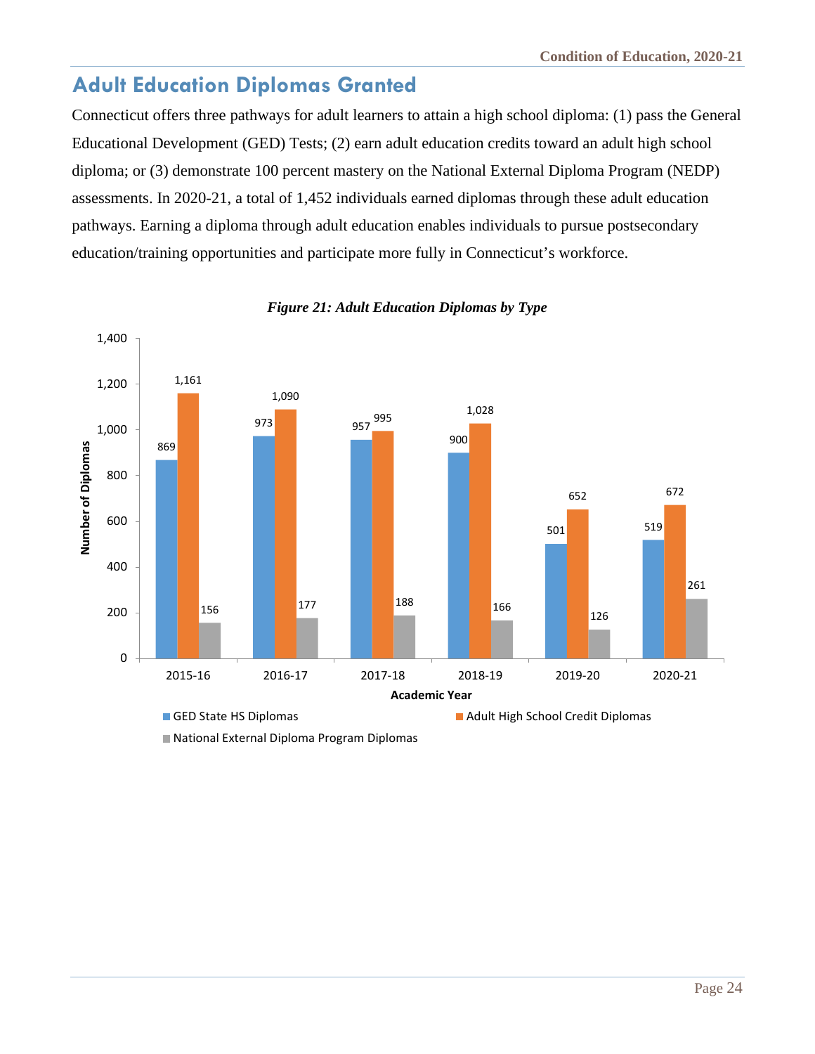## Adult Education Diplomas Granted

Connecticut offers three pathways for adult learners to attain a high school diploma: (1) pass the General Educational Development (GED) Tests; (2) earn adult education credits toward an adult high school diploma; or (3) demonstrate 100 percent mastery on the National External Diploma Program (NEDP) assessments. In 2020-21, a total of 1,452 individuals earned diplomas through these adult education pathways. Earning a diploma through adult education enables individuals to pursue postsecondary education/training opportunities and participate more fully in Connecticut's workforce.

***Figure 21: Adult Education Diplomas by Type***

| Academic Year | GED State HS Diplomas | Adult High School Credit Diplomas | National External Diploma Program Diplomas |
|---|---|---|---|
| 2015-16 | 869 | 1,161 | 156 |
| 2016-17 | 973 | 1,090 | 177 |
| 2017-18 | 957 | 995 | 188 |
| 2018-19 | 900 | 1,028 | 166 |
| 2019-20 | 501 | 652 | 126 |
| 2020-21 | 519 | 672 | 261 |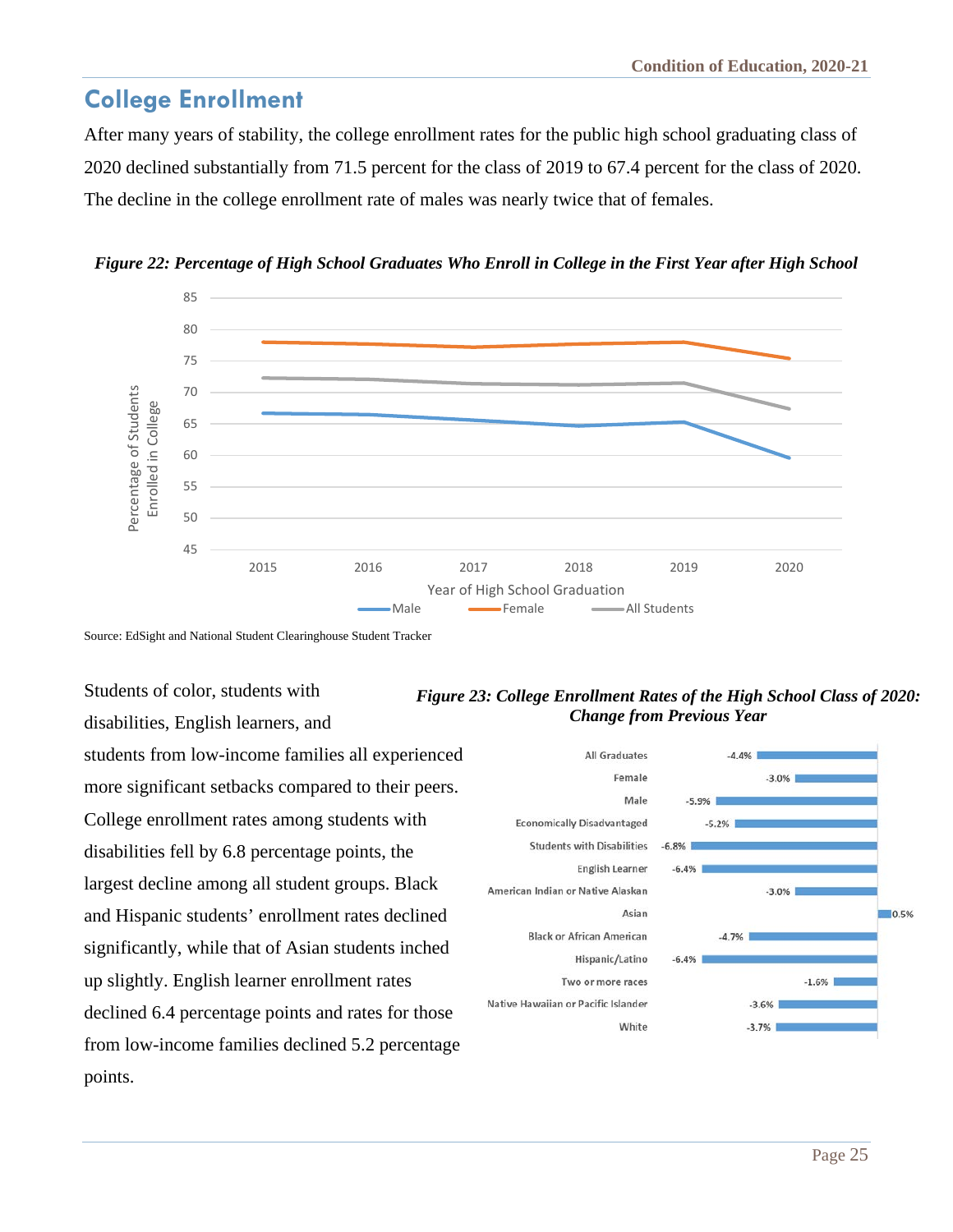## College Enrollment

After many years of stability, the college enrollment rates for the public high school graduating class of 2020 declined substantially from 71.5 percent for the class of 2019 to 67.4 percent for the class of 2020. The decline in the college enrollment rate of males was nearly twice that of females.

*Figure 22: Percentage of High School Graduates Who Enroll in College in the First Year after High School*

Source: EdSight and National Student Clearinghouse Student Tracker

Students of color, students with disabilities, English learners, and students from low-income families all experienced more significant setbacks compared to their peers. College enrollment rates among students with disabilities fell by 6.8 percentage points, the largest decline among all student groups. Black and Hispanic students' enrollment rates declined significantly, while that of Asian students inched up slightly. English learner enrollment rates declined 6.4 percentage points and rates for those from low-income families declined 5.2 percentage points.

*Figure 23: College Enrollment Rates of the High School Class of 2020: Change from Previous Year*

| Student Group | Change |
|---|---|
| All Graduates | -4.4% |
| Female | -3.0% |
| Male | -5.9% |
| Economically Disadvantaged | -5.2% |
| Students with Disabilities | -6.8% |
| English Learner | -6.4% |
| American Indian or Native Alaskan | -3.0% |
| Asian | 0.5% |
| Black or African American | -4.7% |
| Hispanic/Latino | -6.4% |
| Two or more races | -1.6% |
| Native Hawaiian or Pacific Islander | -3.6% |
| White | -3.7% |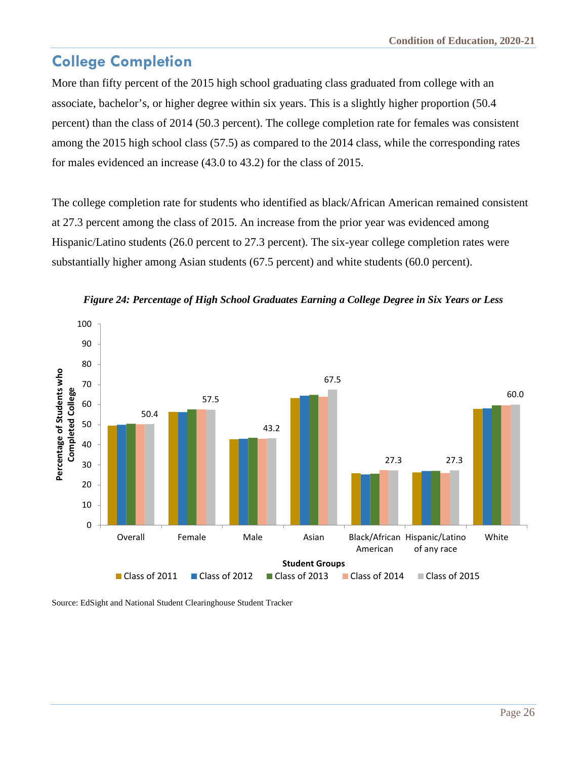## College Completion

More than fifty percent of the 2015 high school graduating class graduated from college with an associate, bachelor's, or higher degree within six years. This is a slightly higher proportion (50.4 percent) than the class of 2014 (50.3 percent). The college completion rate for females was consistent among the 2015 high school class (57.5) as compared to the 2014 class, while the corresponding rates for males evidenced an increase (43.0 to 43.2) for the class of 2015.

The college completion rate for students who identified as black/African American remained consistent at 27.3 percent among the class of 2015. An increase from the prior year was evidenced among Hispanic/Latino students (26.0 percent to 27.3 percent). The six-year college completion rates were substantially higher among Asian students (67.5 percent) and white students (60.0 percent).

*Figure 24: Percentage of High School Graduates Earning a College Degree in Six Years or Less*

| Student Groups | Class of 2011 | Class of 2012 | Class of 2013 | Class of 2014 | Class of 2015 |
|---|---|---|---|---|---|
| Overall | | | | | 50.4 |
| Female | | | | | 57.5 |
| Male | | | | | 43.2 |
| Asian | | | | | 67.5 |
| Black/African American | | | | | 27.3 |
| Hispanic/Latino of any race | | | | | 27.3 |
| White | | | | | 60.0 |

Source: EdSight and National Student Clearinghouse Student Tracker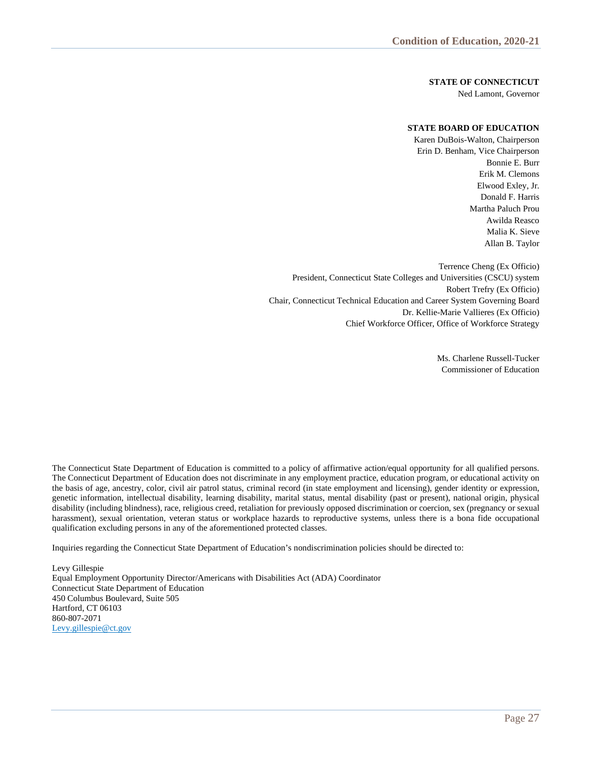**STATE OF CONNECTICUT**
Ned Lamont, Governor

**STATE BOARD OF EDUCATION**
Karen DuBois-Walton, Chairperson
Erin D. Benham, Vice Chairperson
Bonnie E. Burr
Erik M. Clemons
Elwood Exley, Jr.
Donald F. Harris
Martha Paluch Prou
Awilda Reasco
Malia K. Sieve
Allan B. Taylor

Terrence Cheng (Ex Officio)
President, Connecticut State Colleges and Universities (CSCU) system
Robert Trefry (Ex Officio)
Chair, Connecticut Technical Education and Career System Governing Board
Dr. Kellie-Marie Vallieres (Ex Officio)
Chief Workforce Officer, Office of Workforce Strategy

Ms. Charlene Russell-Tucker
Commissioner of Education

The Connecticut State Department of Education is committed to a policy of affirmative action/equal opportunity for all qualified persons. The Connecticut Department of Education does not discriminate in any employment practice, education program, or educational activity on the basis of age, ancestry, color, civil air patrol status, criminal record (in state employment and licensing), gender identity or expression, genetic information, intellectual disability, learning disability, marital status, mental disability (past or present), national origin, physical disability (including blindness), race, religious creed, retaliation for previously opposed discrimination or coercion, sex (pregnancy or sexual harassment), sexual orientation, veteran status or workplace hazards to reproductive systems, unless there is a bona fide occupational qualification excluding persons in any of the aforementioned protected classes.

Inquiries regarding the Connecticut State Department of Education's nondiscrimination policies should be directed to:

Levy Gillespie
Equal Employment Opportunity Director/Americans with Disabilities Act (ADA) Coordinator
Connecticut State Department of Education
450 Columbus Boulevard, Suite 505
Hartford, CT 06103
860-807-2071
Levy.gillespie@ct.gov